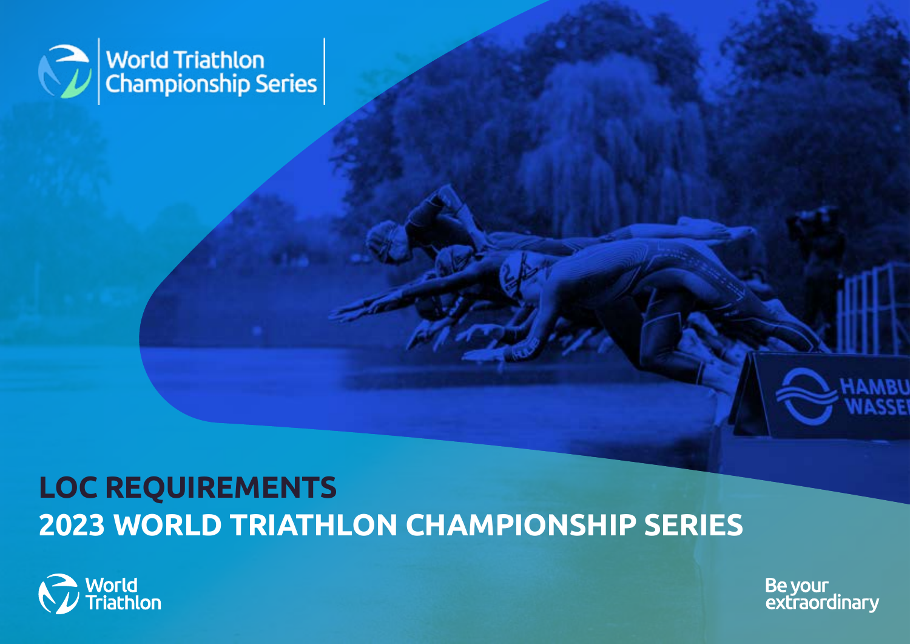World Triathlon Championship Series

# LOC REQUIREMENTS
# 2023 WORLD TRIATHLON CHAMPIONSHIP SERIES

World Triathlon

Be your extraordinary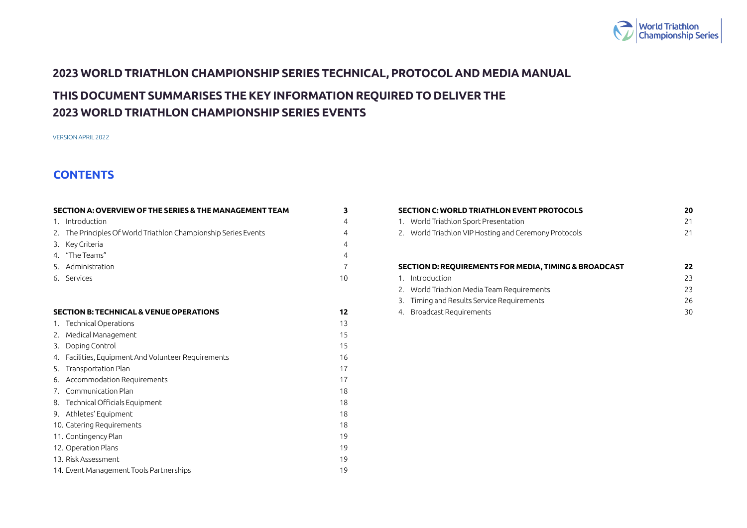# 2023 WORLD TRIATHLON CHAMPIONSHIP SERIES TECHNICAL, PROTOCOL AND MEDIA MANUAL

## THIS DOCUMENT SUMMARISES THE KEY INFORMATION REQUIRED TO DELIVER THE 2023 WORLD TRIATHLON CHAMPIONSHIP SERIES EVENTS

VERSION APRIL 2022

## CONTENTS

| SECTION A: OVERVIEW OF THE SERIES & THE MANAGEMENT TEAM | 3 |
|---|---|
| 1. Introduction | 4 |
| 2. The Principles Of World Triathlon Championship Series Events | 4 |
| 3. Key Criteria | 4 |
| 4. "The Teams" | 4 |
| 5. Administration | 7 |
| 6. Services | 10 |

| SECTION B: TECHNICAL & VENUE OPERATIONS | 12 |
|---|---|
| 1. Technical Operations | 13 |
| 2. Medical Management | 15 |
| 3. Doping Control | 15 |
| 4. Facilities, Equipment And Volunteer Requirements | 16 |
| 5. Transportation Plan | 17 |
| 6. Accommodation Requirements | 17 |
| 7. Communication Plan | 18 |
| 8. Technical Officials Equipment | 18 |
| 9. Athletes' Equipment | 18 |
| 10. Catering Requirements | 18 |
| 11. Contingency Plan | 19 |
| 12. Operation Plans | 19 |
| 13. Risk Assessment | 19 |
| 14. Event Management Tools Partnerships | 19 |

| SECTION C: WORLD TRIATHLON EVENT PROTOCOLS | 20 |
|---|---|
| 1. World Triathlon Sport Presentation | 21 |
| 2. World Triathlon VIP Hosting and Ceremony Protocols | 21 |

| SECTION D: REQUIREMENTS FOR MEDIA, TIMING & BROADCAST | 22 |
|---|---|
| 1. Introduction | 23 |
| 2. World Triathlon Media Team Requirements | 23 |
| 3. Timing and Results Service Requirements | 26 |
| 4. Broadcast Requirements | 30 |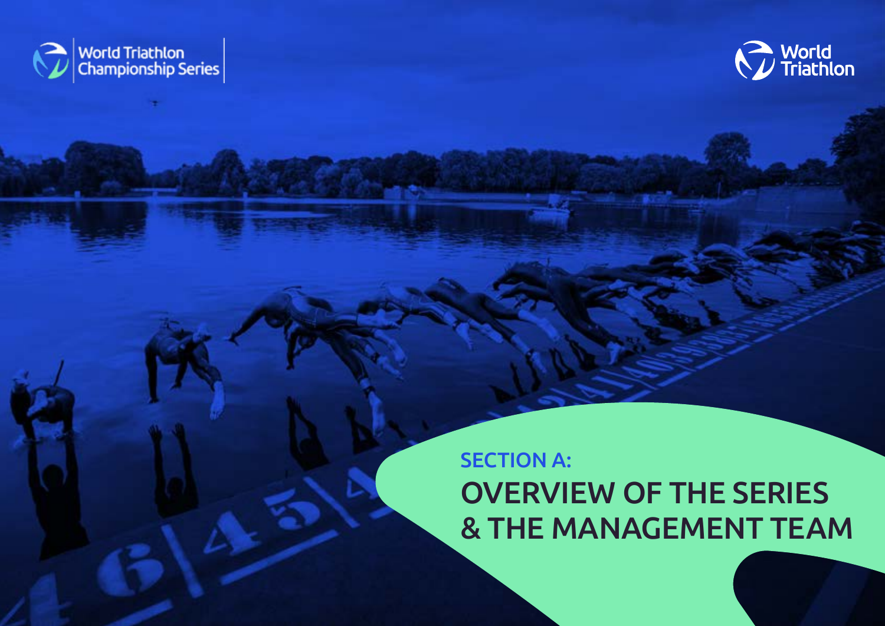# SECTION A:

# OVERVIEW OF THE SERIES & THE MANAGEMENT TEAM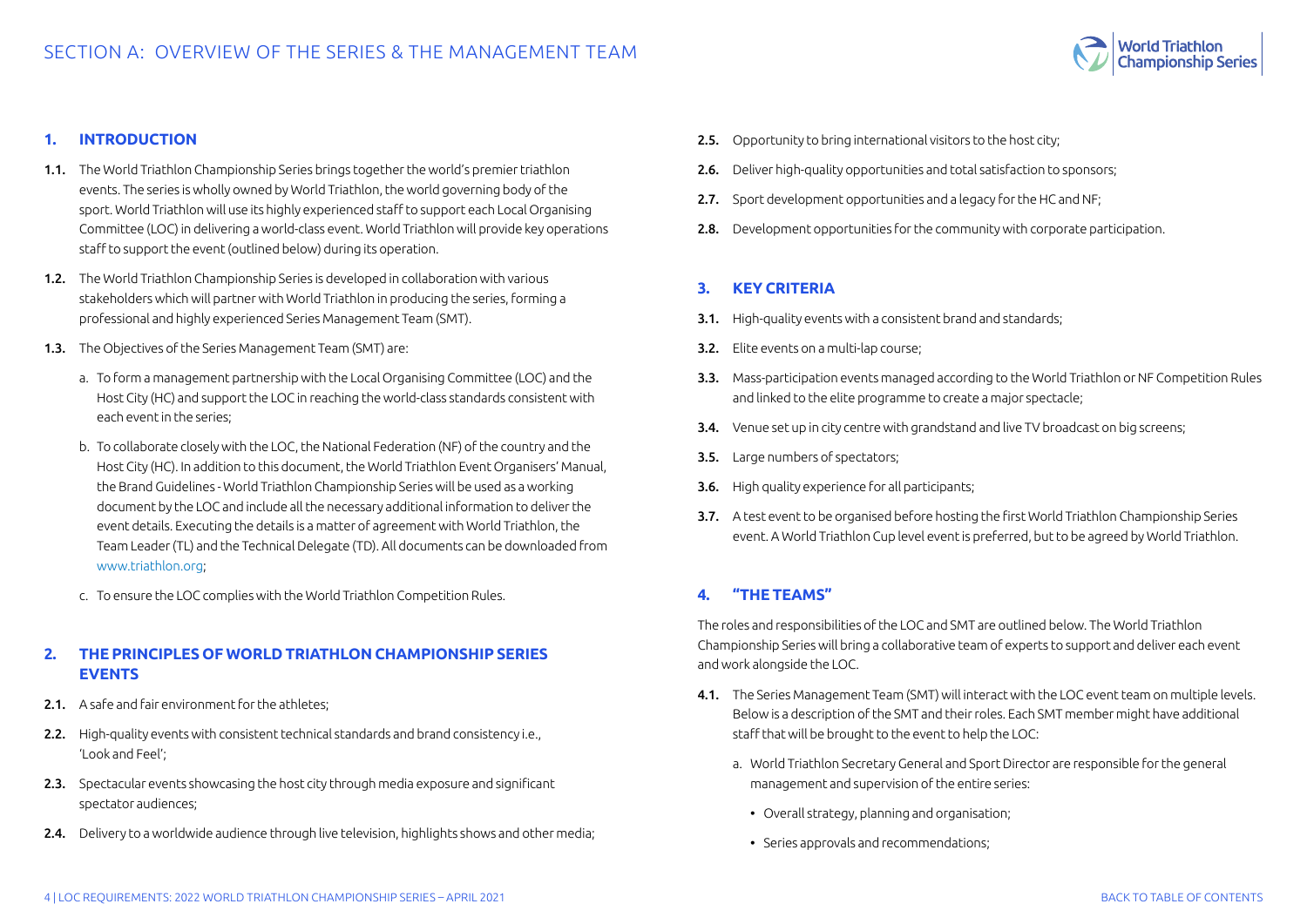# SECTION A: OVERVIEW OF THE SERIES & THE MANAGEMENT TEAM

## 1. INTRODUCTION

**1.1.** The World Triathlon Championship Series brings together the world's premier triathlon events. The series is wholly owned by World Triathlon, the world governing body of the sport. World Triathlon will use its highly experienced staff to support each Local Organising Committee (LOC) in delivering a world-class event. World Triathlon will provide key operations staff to support the event (outlined below) during its operation.

**1.2.** The World Triathlon Championship Series is developed in collaboration with various stakeholders which will partner with World Triathlon in producing the series, forming a professional and highly experienced Series Management Team (SMT).

**1.3.** The Objectives of the Series Management Team (SMT) are:

a. To form a management partnership with the Local Organising Committee (LOC) and the Host City (HC) and support the LOC in reaching the world-class standards consistent with each event in the series;

b. To collaborate closely with the LOC, the National Federation (NF) of the country and the Host City (HC). In addition to this document, the World Triathlon Event Organisers' Manual, the Brand Guidelines - World Triathlon Championship Series will be used as a working document by the LOC and include all the necessary additional information to deliver the event details. Executing the details is a matter of agreement with World Triathlon, the Team Leader (TL) and the Technical Delegate (TD). All documents can be downloaded from www.triathlon.org;

c. To ensure the LOC complies with the World Triathlon Competition Rules.

## 2. THE PRINCIPLES OF WORLD TRIATHLON CHAMPIONSHIP SERIES EVENTS

**2.1.** A safe and fair environment for the athletes;

**2.2.** High-quality events with consistent technical standards and brand consistency i.e., 'Look and Feel';

**2.3.** Spectacular events showcasing the host city through media exposure and significant spectator audiences;

**2.4.** Delivery to a worldwide audience through live television, highlights shows and other media;

**2.5.** Opportunity to bring international visitors to the host city;

**2.6.** Deliver high-quality opportunities and total satisfaction to sponsors;

**2.7.** Sport development opportunities and a legacy for the HC and NF;

**2.8.** Development opportunities for the community with corporate participation.

## 3. KEY CRITERIA

**3.1.** High-quality events with a consistent brand and standards;

**3.2.** Elite events on a multi-lap course;

**3.3.** Mass-participation events managed according to the World Triathlon or NF Competition Rules and linked to the elite programme to create a major spectacle;

**3.4.** Venue set up in city centre with grandstand and live TV broadcast on big screens;

**3.5.** Large numbers of spectators;

**3.6.** High quality experience for all participants;

**3.7.** A test event to be organised before hosting the first World Triathlon Championship Series event. A World Triathlon Cup level event is preferred, but to be agreed by World Triathlon.

## 4. "THE TEAMS"

The roles and responsibilities of the LOC and SMT are outlined below. The World Triathlon Championship Series will bring a collaborative team of experts to support and deliver each event and work alongside the LOC.

**4.1.** The Series Management Team (SMT) will interact with the LOC event team on multiple levels. Below is a description of the SMT and their roles. Each SMT member might have additional staff that will be brought to the event to help the LOC:

a. World Triathlon Secretary General and Sport Director are responsible for the general management and supervision of the entire series:

- Overall strategy, planning and organisation;
- Series approvals and recommendations;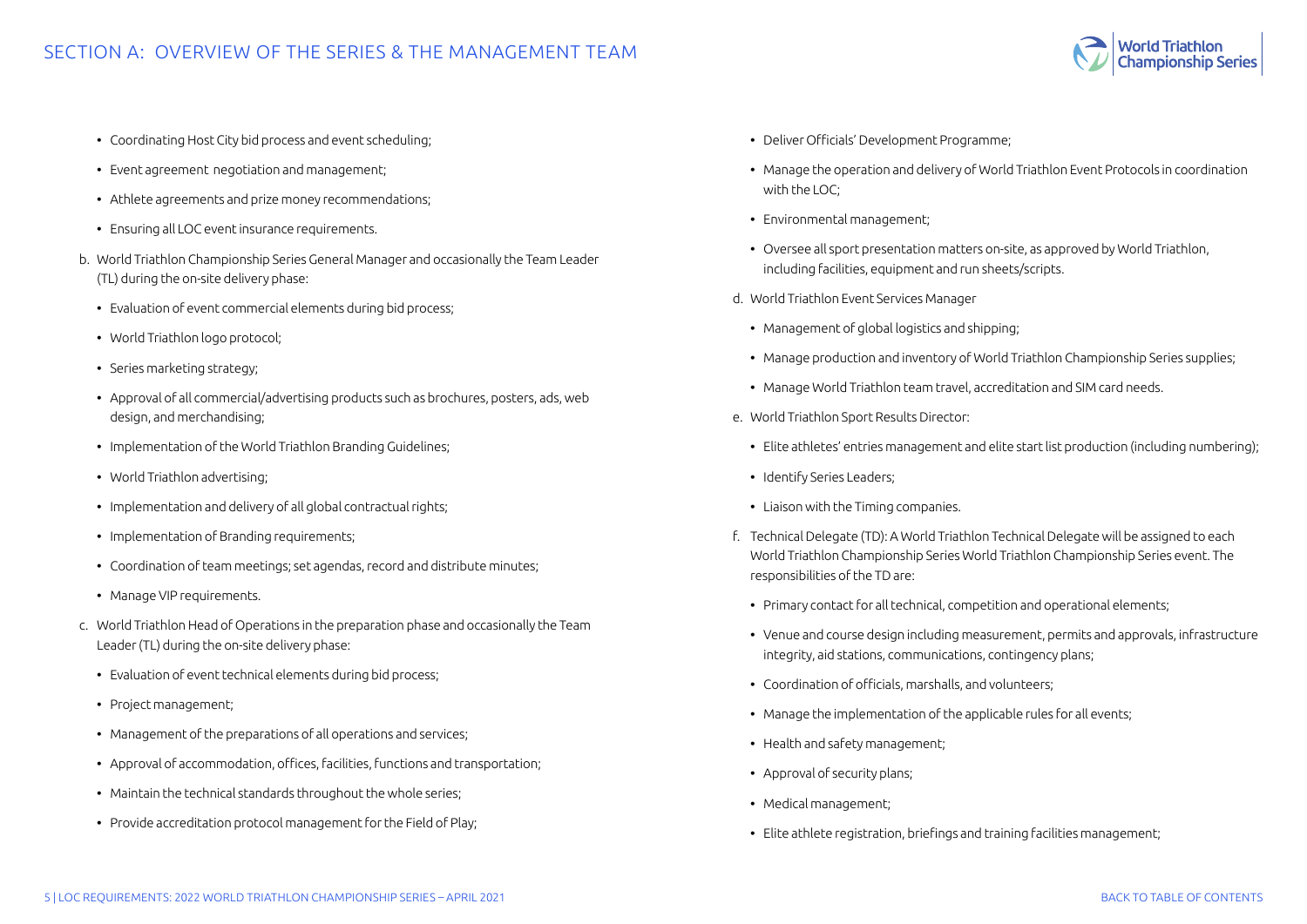- Coordinating Host City bid process and event scheduling;
- Event agreement  negotiation and management;
- Athlete agreements and prize money recommendations;
- Ensuring all LOC event insurance requirements.

b. World Triathlon Championship Series General Manager and occasionally the Team Leader (TL) during the on-site delivery phase:

- Evaluation of event commercial elements during bid process;
- World Triathlon logo protocol;
- Series marketing strategy;
- Approval of all commercial/advertising products such as brochures, posters, ads, web design, and merchandising;
- Implementation of the World Triathlon Branding Guidelines;
- World Triathlon advertising;
- Implementation and delivery of all global contractual rights;
- Implementation of Branding requirements;
- Coordination of team meetings; set agendas, record and distribute minutes;
- Manage VIP requirements.

c. World Triathlon Head of Operations in the preparation phase and occasionally the Team Leader (TL) during the on-site delivery phase:

- Evaluation of event technical elements during bid process;
- Project management;
- Management of the preparations of all operations and services;
- Approval of accommodation, offices, facilities, functions and transportation;
- Maintain the technical standards throughout the whole series;
- Provide accreditation protocol management for the Field of Play;
- Deliver Officials' Development Programme;
- Manage the operation and delivery of World Triathlon Event Protocols in coordination with the LOC;
- Environmental management;
- Oversee all sport presentation matters on-site, as approved by World Triathlon, including facilities, equipment and run sheets/scripts.

d. World Triathlon Event Services Manager

- Management of global logistics and shipping;
- Manage production and inventory of World Triathlon Championship Series supplies;
- Manage World Triathlon team travel, accreditation and SIM card needs.

e. World Triathlon Sport Results Director:

- Elite athletes' entries management and elite start list production (including numbering);
- Identify Series Leaders;
- Liaison with the Timing companies.

f. Technical Delegate (TD): A World Triathlon Technical Delegate will be assigned to each World Triathlon Championship Series World Triathlon Championship Series event. The responsibilities of the TD are:

- Primary contact for all technical, competition and operational elements;
- Venue and course design including measurement, permits and approvals, infrastructure integrity, aid stations, communications, contingency plans;
- Coordination of officials, marshalls, and volunteers;
- Manage the implementation of the applicable rules for all events;
- Health and safety management;
- Approval of security plans;
- Medical management;
- Elite athlete registration, briefings and training facilities management;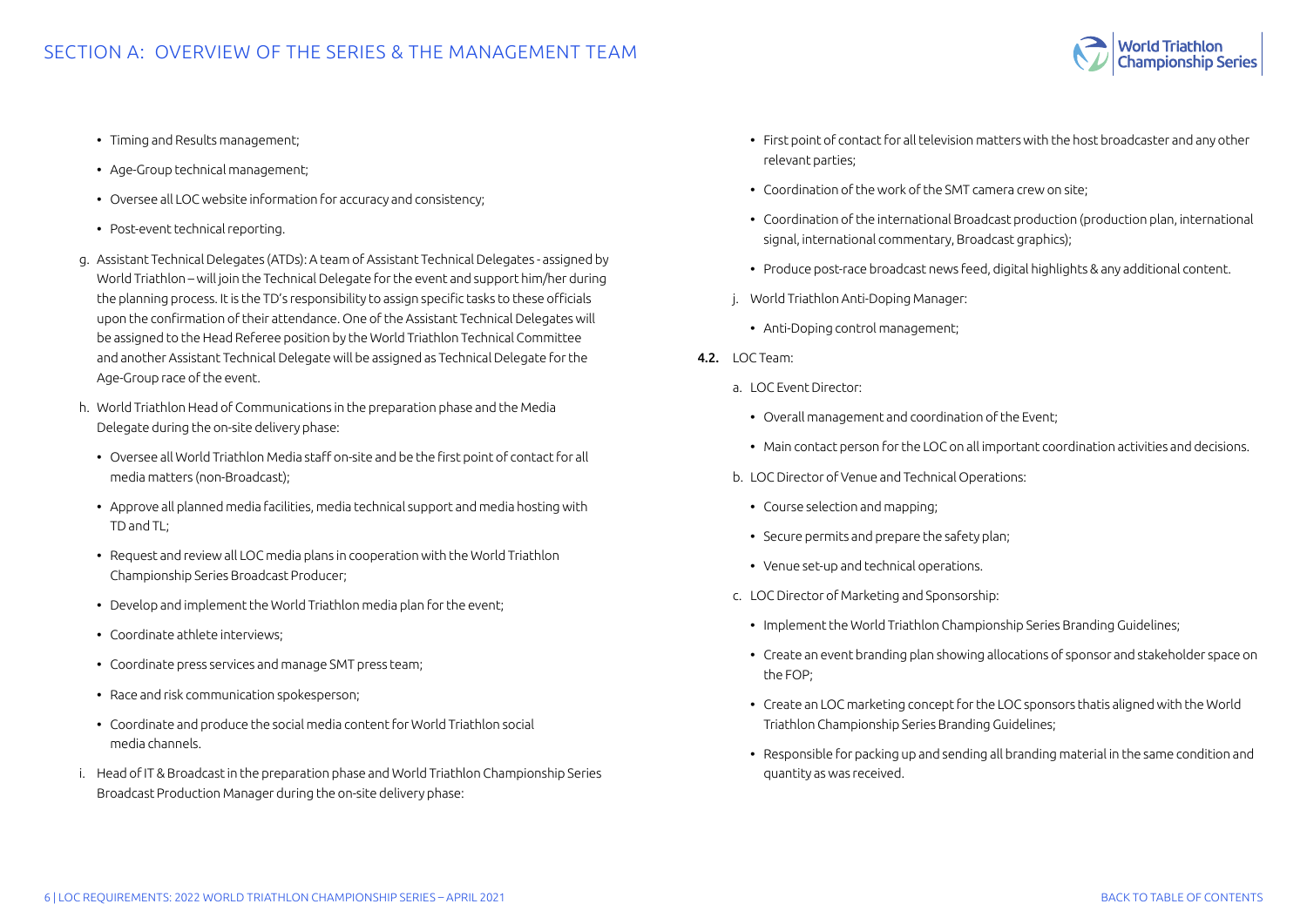- Timing and Results management;
- Age-Group technical management;
- Oversee all LOC website information for accuracy and consistency;
- Post-event technical reporting.

g. Assistant Technical Delegates (ATDs): A team of Assistant Technical Delegates - assigned by World Triathlon – will join the Technical Delegate for the event and support him/her during the planning process. It is the TD's responsibility to assign specific tasks to these officials upon the confirmation of their attendance. One of the Assistant Technical Delegates will be assigned to the Head Referee position by the World Triathlon Technical Committee and another Assistant Technical Delegate will be assigned as Technical Delegate for the Age-Group race of the event.

h. World Triathlon Head of Communications in the preparation phase and the Media Delegate during the on-site delivery phase:

- Oversee all World Triathlon Media staff on-site and be the first point of contact for all media matters (non-Broadcast);
- Approve all planned media facilities, media technical support and media hosting with TD and TL;
- Request and review all LOC media plans in cooperation with the World Triathlon Championship Series Broadcast Producer;
- Develop and implement the World Triathlon media plan for the event;
- Coordinate athlete interviews;
- Coordinate press services and manage SMT press team;
- Race and risk communication spokesperson;
- Coordinate and produce the social media content for World Triathlon social media channels.

i. Head of IT & Broadcast in the preparation phase and World Triathlon Championship Series Broadcast Production Manager during the on-site delivery phase:

- First point of contact for all television matters with the host broadcaster and any other relevant parties;
- Coordination of the work of the SMT camera crew on site;
- Coordination of the international Broadcast production (production plan, international signal, international commentary, Broadcast graphics);
- Produce post-race broadcast news feed, digital highlights & any additional content.

j. World Triathlon Anti-Doping Manager:

- Anti-Doping control management;

**4.2.** LOC Team:

a. LOC Event Director:

- Overall management and coordination of the Event;
- Main contact person for the LOC on all important coordination activities and decisions.

b. LOC Director of Venue and Technical Operations:

- Course selection and mapping;
- Secure permits and prepare the safety plan;
- Venue set-up and technical operations.

c. LOC Director of Marketing and Sponsorship:

- Implement the World Triathlon Championship Series Branding Guidelines;
- Create an event branding plan showing allocations of sponsor and stakeholder space on the FOP;
- Create an LOC marketing concept for the LOC sponsors thatis aligned with the World Triathlon Championship Series Branding Guidelines;
- Responsible for packing up and sending all branding material in the same condition and quantity as was received.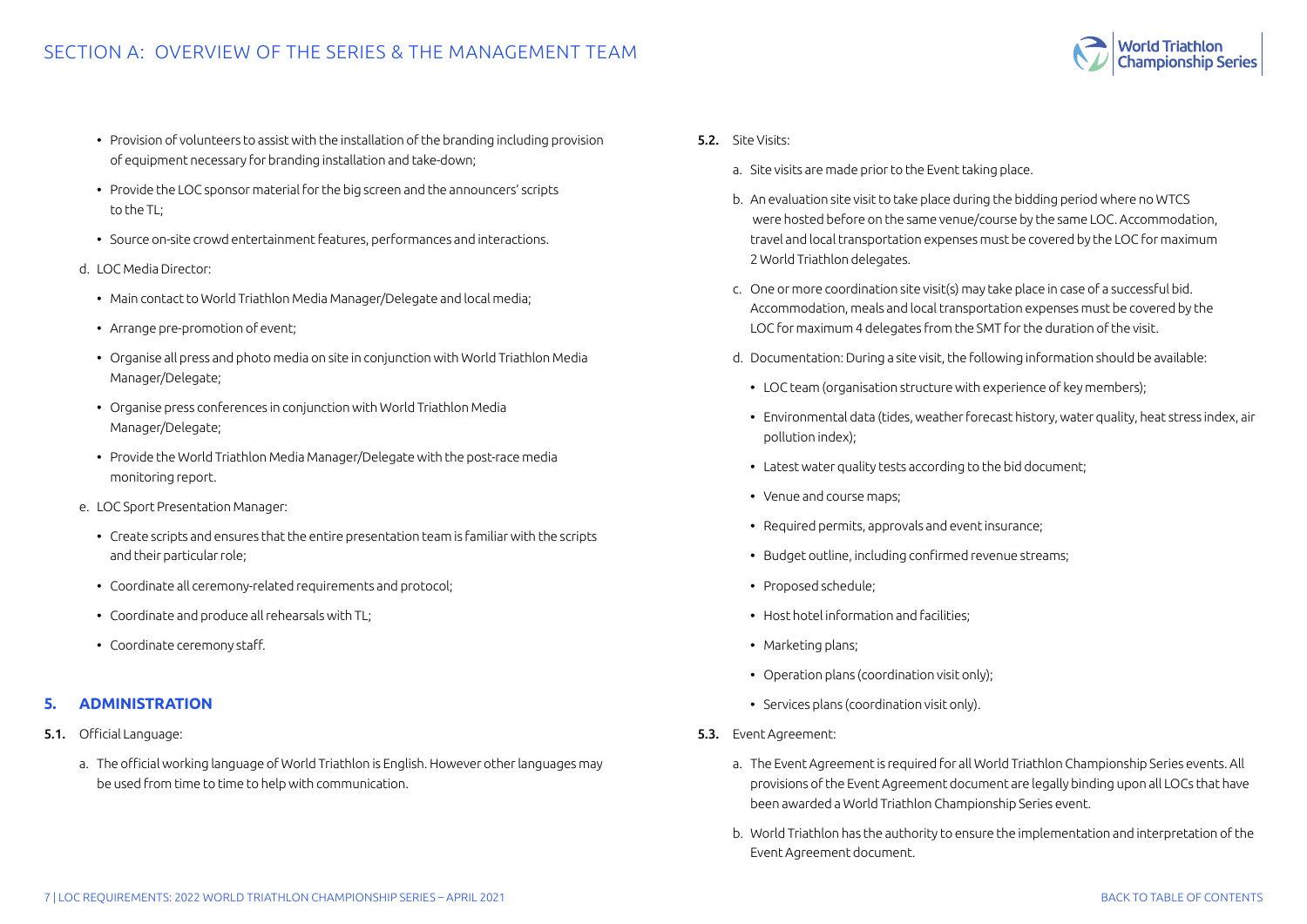- Provision of volunteers to assist with the installation of the branding including provision of equipment necessary for branding installation and take-down;
- Provide the LOC sponsor material for the big screen and the announcers' scripts to the TL;
- Source on-site crowd entertainment features, performances and interactions.

d. LOC Media Director:

- Main contact to World Triathlon Media Manager/Delegate and local media;
- Arrange pre-promotion of event;
- Organise all press and photo media on site in conjunction with World Triathlon Media Manager/Delegate;
- Organise press conferences in conjunction with World Triathlon Media Manager/Delegate;
- Provide the World Triathlon Media Manager/Delegate with the post-race media monitoring report.

e. LOC Sport Presentation Manager:

- Create scripts and ensures that the entire presentation team is familiar with the scripts and their particular role;
- Coordinate all ceremony-related requirements and protocol;
- Coordinate and produce all rehearsals with TL;
- Coordinate ceremony staff.

## 5. ADMINISTRATION

**5.1.** Official Language:

a. The official working language of World Triathlon is English. However other languages may be used from time to time to help with communication.

**5.2.** Site Visits:

a. Site visits are made prior to the Event taking place.

b. An evaluation site visit to take place during the bidding period where no WTCS were hosted before on the same venue/course by the same LOC. Accommodation, travel and local transportation expenses must be covered by the LOC for maximum 2 World Triathlon delegates.

c. One or more coordination site visit(s) may take place in case of a successful bid. Accommodation, meals and local transportation expenses must be covered by the LOC for maximum 4 delegates from the SMT for the duration of the visit.

d. Documentation: During a site visit, the following information should be available:

- LOC team (organisation structure with experience of key members);
- Environmental data (tides, weather forecast history, water quality, heat stress index, air pollution index);
- Latest water quality tests according to the bid document;
- Venue and course maps;
- Required permits, approvals and event insurance;
- Budget outline, including confirmed revenue streams;
- Proposed schedule;
- Host hotel information and facilities;
- Marketing plans;
- Operation plans (coordination visit only);
- Services plans (coordination visit only).

**5.3.** Event Agreement:

a. The Event Agreement is required for all World Triathlon Championship Series events. All provisions of the Event Agreement document are legally binding upon all LOCs that have been awarded a World Triathlon Championship Series event.

b. World Triathlon has the authority to ensure the implementation and interpretation of the Event Agreement document.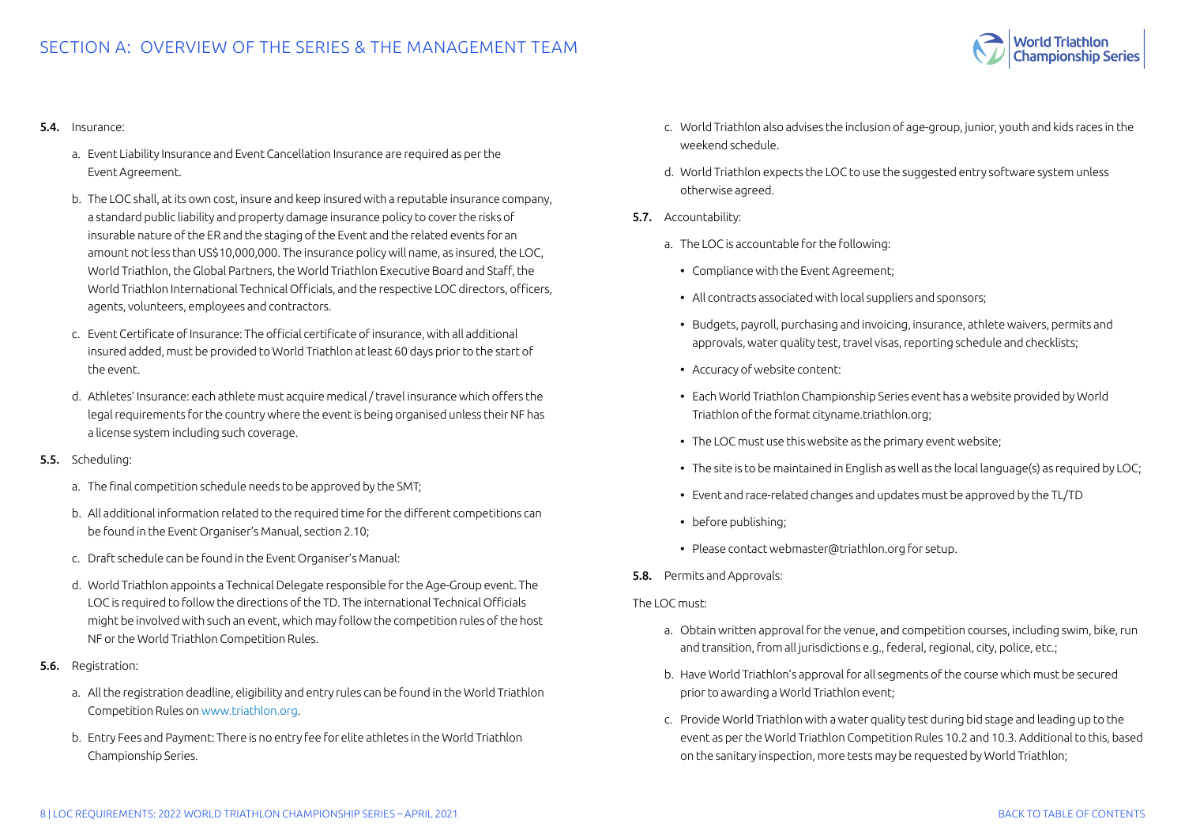**5.4.** Insurance:

a. Event Liability Insurance and Event Cancellation Insurance are required as per the Event Agreement.

b. The LOC shall, at its own cost, insure and keep insured with a reputable insurance company, a standard public liability and property damage insurance policy to cover the risks of insurable nature of the ER and the staging of the Event and the related events for an amount not less than US$10,000,000. The insurance policy will name, as insured, the LOC, World Triathlon, the World Triathlon Executive Board and Staff, the Global Partners, the World Triathlon International Technical Officials, and the respective LOC directors, officers, agents, volunteers, employees and contractors.

c. Event Certificate of Insurance: The official certificate of insurance, with all additional insured added, must be provided to World Triathlon at least 60 days prior to the start of the event.

d. Athletes' Insurance: each athlete must acquire medical / travel insurance which offers the legal requirements for the country where the event is being organised unless their NF has a license system including such coverage.

**5.5.** Scheduling:

a. The final competition schedule needs to be approved by the SMT;

b. All additional information related to the required time for the different competitions can be found in the Event Organiser's Manual, section 2.10;

c. Draft schedule can be found in the Event Organiser's Manual:

d. World Triathlon appoints a Technical Delegate responsible for the Age-Group event. The LOC is required to follow the directions of the TD. The international Technical Officials might be involved with such an event, which may follow the competition rules of the host NF or the World Triathlon Competition Rules.

**5.6.** Registration:

a. All the registration deadline, eligibility and entry rules can be found in the World Triathlon Competition Rules on www.triathlon.org.

b. Entry Fees and Payment: There is no entry fee for elite athletes in the World Triathlon Championship Series.

c. World Triathlon also advises the inclusion of age-group, junior, youth and kids races in the weekend schedule.

d. World Triathlon expects the LOC to use the suggested entry software system unless otherwise agreed.

**5.7.** Accountability:

a. The LOC is accountable for the following:

- Compliance with the Event Agreement;
- All contracts associated with local suppliers and sponsors;
- Budgets, payroll, purchasing and invoicing, insurance, athlete waivers, permits and approvals, water quality test, travel visas, reporting schedule and checklists;
- Accuracy of website content:
- Each World Triathlon Championship Series event has a website provided by World Triathlon of the format cityname.triathlon.org;
- The LOC must use this website as the primary event website;
- The site is to be maintained in English as well as the local language(s) as required by LOC;
- Event and race-related changes and updates must be approved by the TL/TD
- before publishing;
- Please contact webmaster@triathlon.org for setup.

**5.8.** Permits and Approvals:

The LOC must:

a. Obtain written approval for the venue, and competition courses, including swim, bike, run and transition, from all jurisdictions e.g., federal, regional, city, police, etc.;

b. Have World Triathlon's approval for all segments of the course which must be secured prior to awarding a World Triathlon event;

c. Provide World Triathlon with a water quality test during bid stage and leading up to the event as per the World Triathlon Competition Rules 10.2 and 10.3. Additional to this, based on the sanitary inspection, more tests may be requested by World Triathlon;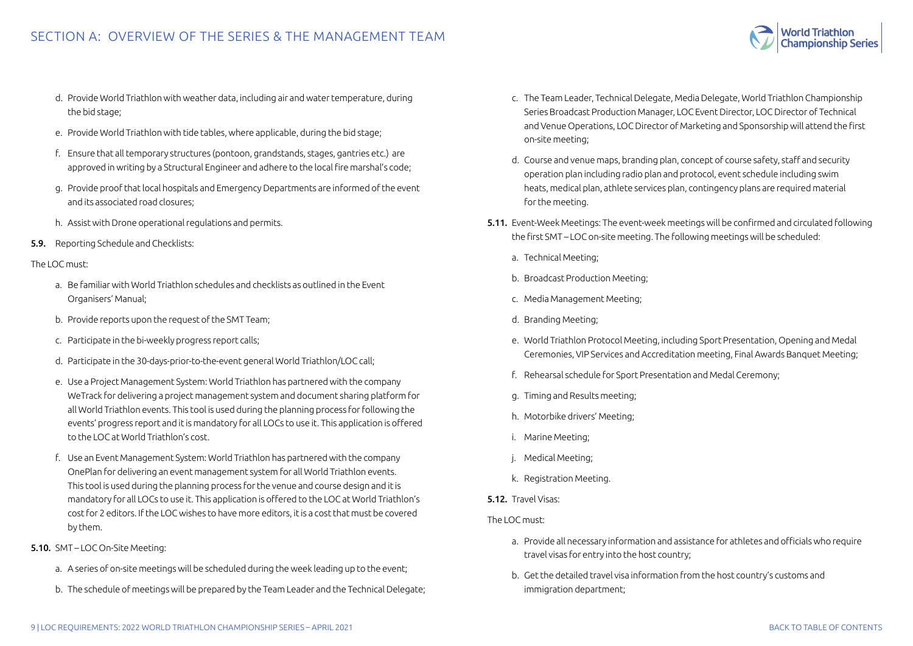d. Provide World Triathlon with weather data, including air and water temperature, during the bid stage;

e. Provide World Triathlon with tide tables, where applicable, during the bid stage;

f. Ensure that all temporary structures (pontoon, grandstands, stages, gantries etc.) are approved in writing by a Structural Engineer and adhere to the local fire marshal's code;

g. Provide proof that local hospitals and Emergency Departments are informed of the event and its associated road closures;

h. Assist with Drone operational regulations and permits.

**5.9.** Reporting Schedule and Checklists:

The LOC must:

a. Be familiar with World Triathlon schedules and checklists as outlined in the Event Organisers' Manual;

b. Provide reports upon the request of the SMT Team;

c. Participate in the bi-weekly progress report calls;

d. Participate in the 30-days-prior-to-the-event general World Triathlon/LOC call;

e. Use a Project Management System: World Triathlon has partnered with the company WeTrack for delivering a project management system and document sharing platform for all World Triathlon events. This tool is used during the planning process for following the events' progress report and it is mandatory for all LOCs to use it. This application is offered to the LOC at World Triathlon's cost.

f. Use an Event Management System: World Triathlon has partnered with the company OnePlan for delivering an event management system for all World Triathlon events. This tool is used during the planning process for the venue and course design and it is mandatory for all LOCs to use it. This application is offered to the LOC at World Triathlon's cost for 2 editors. If the LOC wishes to have more editors, it is a cost that must be covered by them.

**5.10.** SMT – LOC On-Site Meeting:

a. A series of on-site meetings will be scheduled during the week leading up to the event;

b. The schedule of meetings will be prepared by the Team Leader and the Technical Delegate;

c. The Team Leader, Technical Delegate, Media Delegate, World Triathlon Championship Series Broadcast Production Manager, LOC Event Director, LOC Director of Technical and Venue Operations, LOC Director of Marketing and Sponsorship will attend the first on-site meeting;

d. Course and venue maps, branding plan, concept of course safety, staff and security operation plan including radio plan and protocol, event schedule including swim heats, medical plan, athlete services plan, contingency plans are required material for the meeting.

**5.11.** Event-Week Meetings: The event-week meetings will be confirmed and circulated following the first SMT – LOC on-site meeting. The following meetings will be scheduled:

a. Technical Meeting;

b. Broadcast Production Meeting;

c. Media Management Meeting;

d. Branding Meeting;

e. World Triathlon Protocol Meeting, including Sport Presentation, Opening and Medal Ceremonies, VIP Services and Accreditation meeting, Final Awards Banquet Meeting;

f. Rehearsal schedule for Sport Presentation and Medal Ceremony;

g. Timing and Results meeting;

h. Motorbike drivers' Meeting;

i. Marine Meeting;

j. Medical Meeting;

k. Registration Meeting.

**5.12.** Travel Visas:

The LOC must:

a. Provide all necessary information and assistance for athletes and officials who require travel visas for entry into the host country;

b. Get the detailed travel visa information from the host country's customs and immigration department;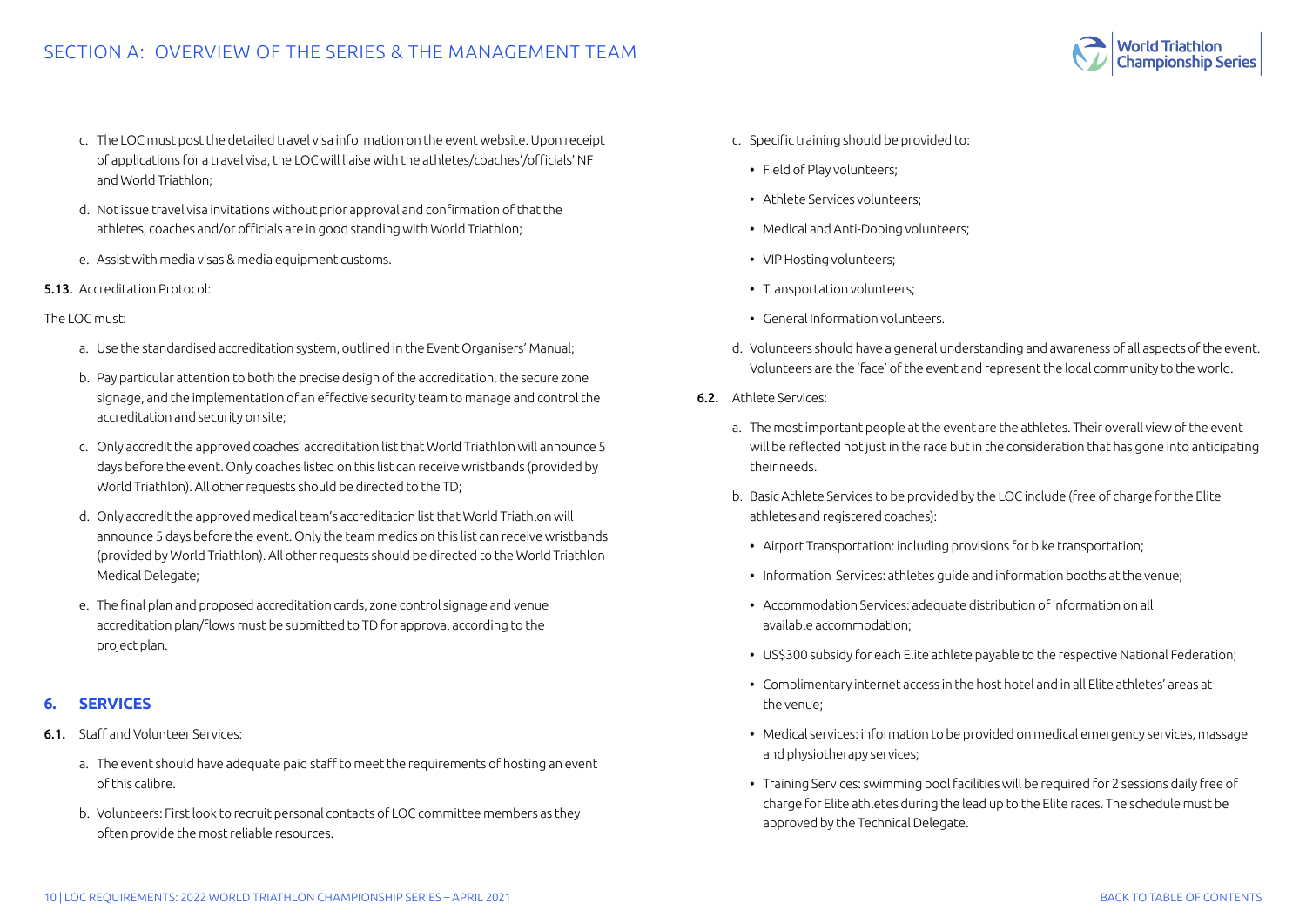c. The LOC must post the detailed travel visa information on the event website. Upon receipt of applications for a travel visa, the LOC will liaise with the athletes/coaches'/officials' NF and World Triathlon;

d. Not issue travel visa invitations without prior approval and confirmation of that the athletes, coaches and/or officials are in good standing with World Triathlon;

e. Assist with media visas & media equipment customs.

**5.13.** Accreditation Protocol:

The LOC must:

a. Use the standardised accreditation system, outlined in the Event Organisers' Manual;

b. Pay particular attention to both the precise design of the accreditation, the secure zone signage, and the implementation of an effective security team to manage and control the accreditation and security on site;

c. Only accredit the approved coaches' accreditation list that World Triathlon will announce 5 days before the event. Only coaches listed on this list can receive wristbands (provided by World Triathlon). All other requests should be directed to the TD;

d. Only accredit the approved medical team's accreditation list that World Triathlon will announce 5 days before the event. Only the team medics on this list can receive wristbands (provided by World Triathlon). All other requests should be directed to the World Triathlon Medical Delegate;

e. The final plan and proposed accreditation cards, zone control signage and venue accreditation plan/flows must be submitted to TD for approval according to the project plan.

## 6. SERVICES

**6.1.** Staff and Volunteer Services:

a. The event should have adequate paid staff to meet the requirements of hosting an event of this calibre.

b. Volunteers: First look to recruit personal contacts of LOC committee members as they often provide the most reliable resources.

c. Specific training should be provided to:

- Field of Play volunteers;
- Athlete Services volunteers;
- Medical and Anti-Doping volunteers;
- VIP Hosting volunteers;
- Transportation volunteers;
- General Information volunteers.

d. Volunteers should have a general understanding and awareness of all aspects of the event. Volunteers are the 'face' of the event and represent the local community to the world.

**6.2.** Athlete Services:

a. The most important people at the event are the athletes. Their overall view of the event will be reflected not just in the race but in the consideration that has gone into anticipating their needs.

b. Basic Athlete Services to be provided by the LOC include (free of charge for the Elite athletes and registered coaches):

- Airport Transportation: including provisions for bike transportation;
- Information Services: athletes guide and information booths at the venue;
- Accommodation Services: adequate distribution of information on all available accommodation;
- US$300 subsidy for each Elite athlete payable to the respective National Federation;
- Complimentary internet access in the host hotel and in all Elite athletes' areas at the venue;
- Medical services: information to be provided on medical emergency services, massage and physiotherapy services;
- Training Services: swimming pool facilities will be required for 2 sessions daily free of charge for Elite athletes during the lead up to the Elite races. The schedule must be approved by the Technical Delegate.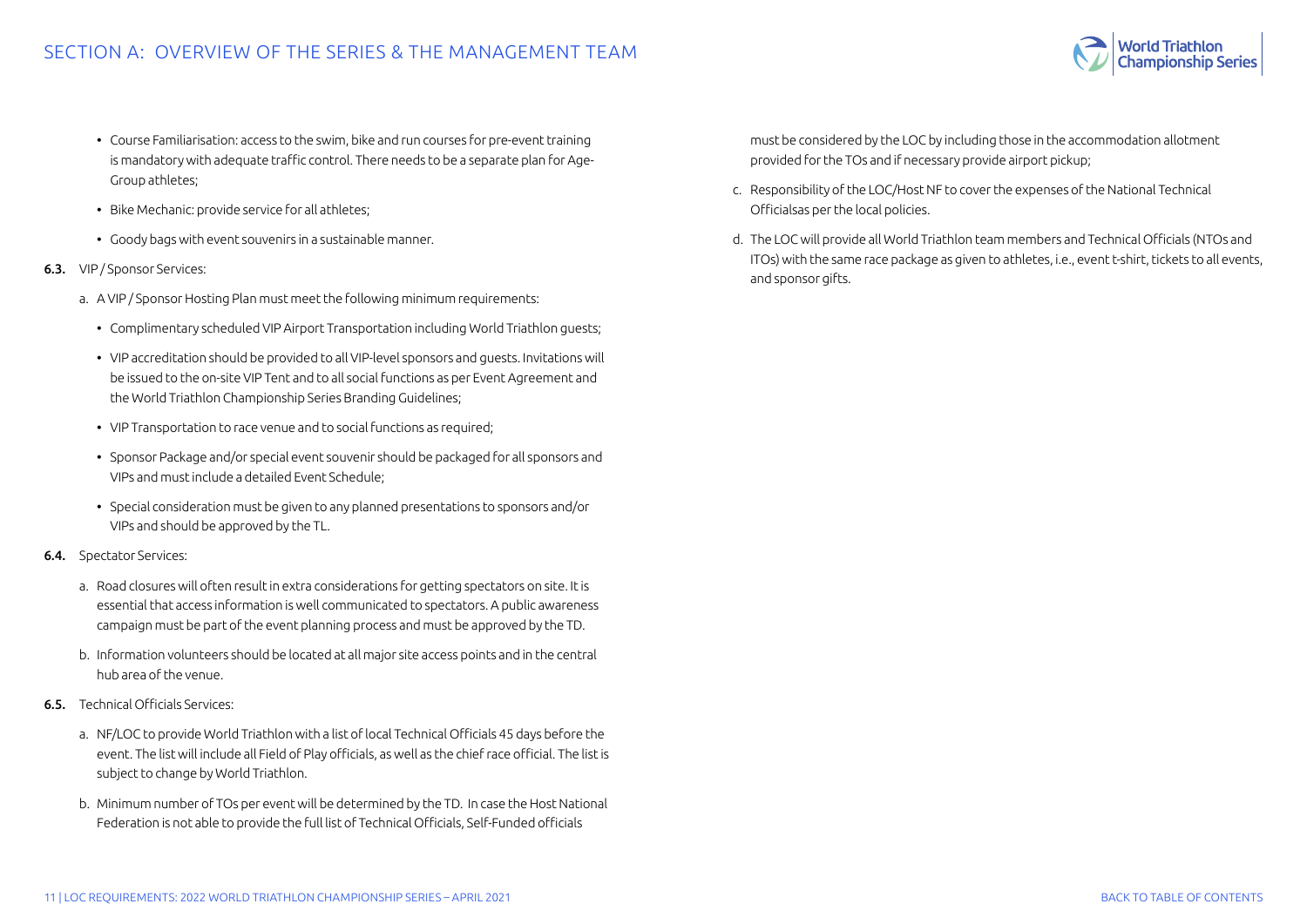- Course Familiarisation: access to the swim, bike and run courses for pre-event training is mandatory with adequate traffic control. There needs to be a separate plan for Age-Group athletes;
- Bike Mechanic: provide service for all athletes;
- Goody bags with event souvenirs in a sustainable manner.

**6.3.** VIP / Sponsor Services:

a. A VIP / Sponsor Hosting Plan must meet the following minimum requirements:

- Complimentary scheduled VIP Airport Transportation including World Triathlon guests;
- VIP accreditation should be provided to all VIP-level sponsors and guests. Invitations will be issued to the on-site VIP Tent and to all social functions as per Event Agreement and the World Triathlon Championship Series Branding Guidelines;
- VIP Transportation to race venue and to social functions as required;
- Sponsor Package and/or special event souvenir should be packaged for all sponsors and VIPs and must include a detailed Event Schedule;
- Special consideration must be given to any planned presentations to sponsors and/or VIPs and should be approved by the TL.

**6.4.** Spectator Services:

a. Road closures will often result in extra considerations for getting spectators on site. It is essential that access information is well communicated to spectators. A public awareness campaign must be part of the event planning process and must be approved by the TD.

b. Information volunteers should be located at all major site access points and in the central hub area of the venue.

**6.5.** Technical Officials Services:

a. NF/LOC to provide World Triathlon with a list of local Technical Officials 45 days before the event. The list will include all Field of Play officials, as well as the chief race official. The list is subject to change by World Triathlon.

b. Minimum number of TOs per event will be determined by the TD. In case the Host National Federation is not able to provide the full list of Technical Officials, Self-Funded officials must be considered by the LOC by including those in the accommodation allotment provided for the TOs and if necessary provide airport pickup;

c. Responsibility of the LOC/Host NF to cover the expenses of the National Technical Officialsas per the local policies.

d. The LOC will provide all World Triathlon team members and Technical Officials (NTOs and ITOs) with the same race package as given to athletes, i.e., event t-shirt, tickets to all events, and sponsor gifts.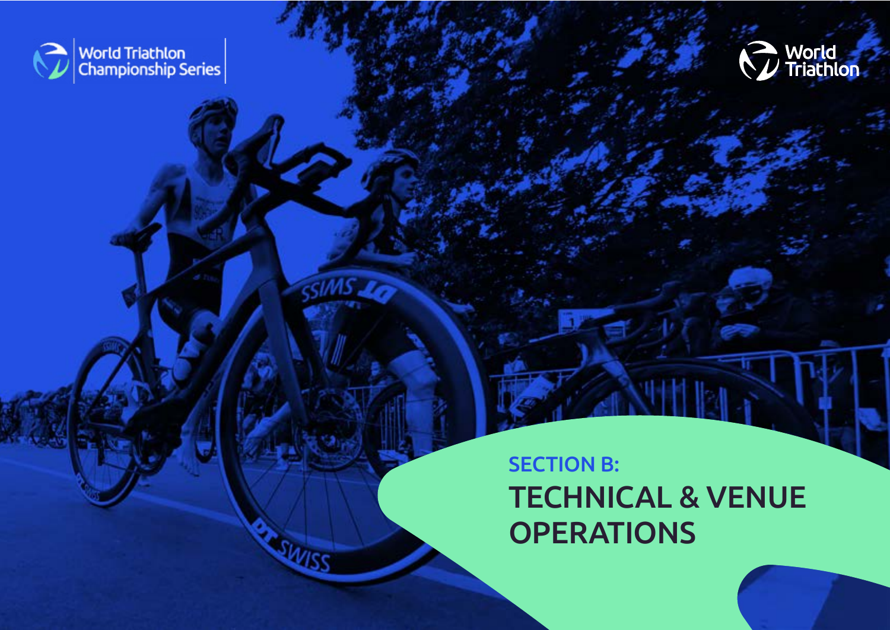# SECTION B:

# TECHNICAL & VENUE OPERATIONS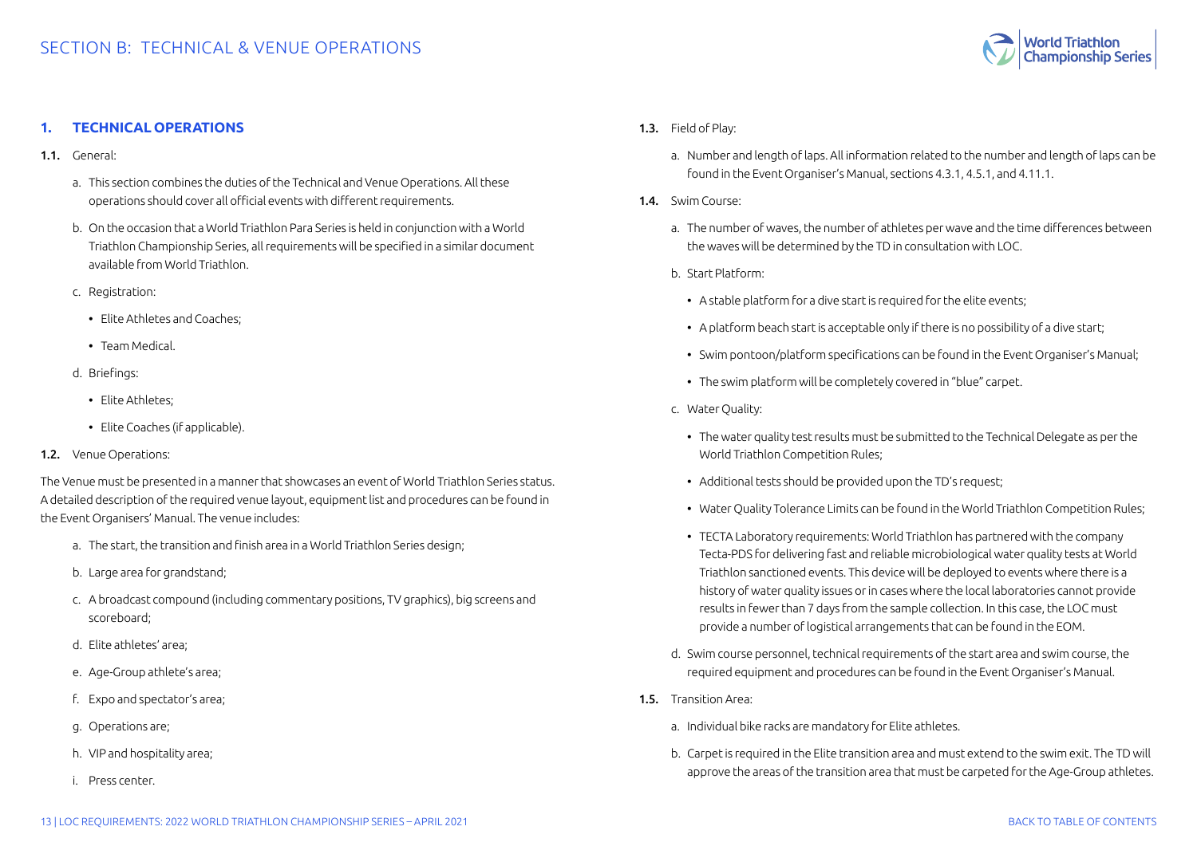# SECTION B: TECHNICAL & VENUE OPERATIONS

## 1. TECHNICAL OPERATIONS

**1.1.** General:

a. This section combines the duties of the Technical and Venue Operations. All these operations should cover all official events with different requirements.

b. On the occasion that a World Triathlon Para Series is held in conjunction with a World Triathlon Championship Series, all requirements will be specified in a similar document available from World Triathlon.

c. Registration:

- Elite Athletes and Coaches;
- Team Medical.

d. Briefings:

- Elite Athletes;
- Elite Coaches (if applicable).

**1.2.** Venue Operations:

The Venue must be presented in a manner that showcases an event of World Triathlon Series status. A detailed description of the required venue layout, equipment list and procedures can be found in the Event Organisers' Manual. The venue includes:

a. The start, the transition and finish area in a World Triathlon Series design;

b. Large area for grandstand;

c. A broadcast compound (including commentary positions, TV graphics), big screens and scoreboard;

d. Elite athletes' area;

e. Age-Group athlete's area;

f. Expo and spectator's area;

g. Operations are;

h. VIP and hospitality area;

i. Press center.

**1.3.** Field of Play:

a. Number and length of laps. All information related to the number and length of laps can be found in the Event Organiser's Manual, sections 4.3.1, 4.5.1, and 4.11.1.

**1.4.** Swim Course:

a. The number of waves, the number of athletes per wave and the time differences between the waves will be determined by the TD in consultation with LOC.

b. Start Platform:

- A stable platform for a dive start is required for the elite events;
- A platform beach start is acceptable only if there is no possibility of a dive start;
- Swim pontoon/platform specifications can be found in the Event Organiser's Manual;
- The swim platform will be completely covered in "blue" carpet.

c. Water Quality:

- The water quality test results must be submitted to the Technical Delegate as per the World Triathlon Competition Rules;
- Additional tests should be provided upon the TD's request;
- Water Quality Tolerance Limits can be found in the World Triathlon Competition Rules;
- TECTA Laboratory requirements: World Triathlon has partnered with the company Tecta-PDS for delivering fast and reliable microbiological water quality tests at World Triathlon sanctioned events. This device will be deployed to events where there is a history of water quality issues or in cases where the local laboratories cannot provide results in fewer than 7 days from the sample collection. In this case, the LOC must provide a number of logistical arrangements that can be found in the EOM.

d. Swim course personnel, technical requirements of the start area and swim course, the required equipment and procedures can be found in the Event Organiser's Manual.

**1.5.** Transition Area:

a. Individual bike racks are mandatory for Elite athletes.

b. Carpet is required in the Elite transition area and must extend to the swim exit. The TD will approve the areas of the transition area that must be carpeted for the Age-Group athletes.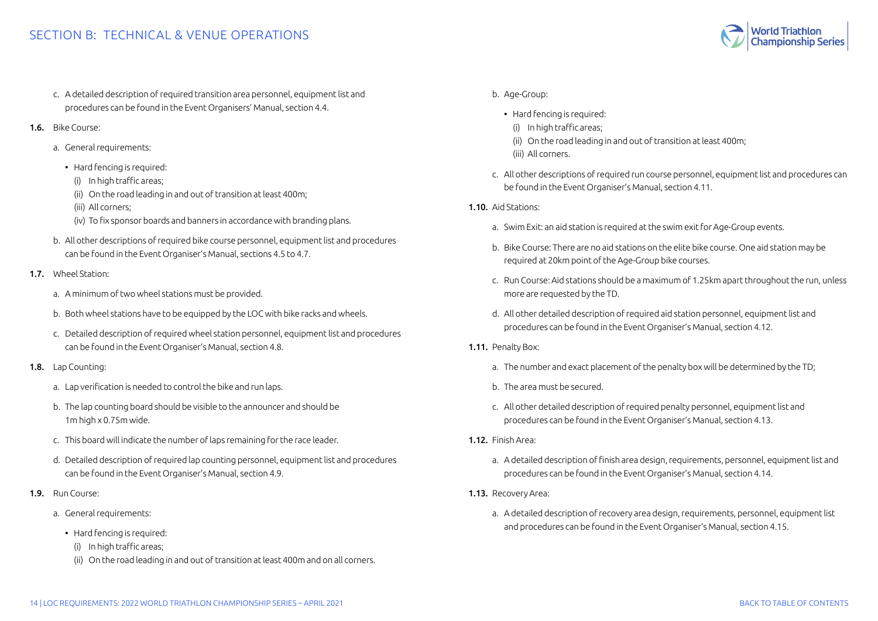c. A detailed description of required transition area personnel, equipment list and procedures can be found in the Event Organisers' Manual, section 4.4.

**1.6.** Bike Course:

a. General requirements:

- Hard fencing is required:
  - (i) In high traffic areas;
  - (ii) On the road leading in and out of transition at least 400m;
  - (iii) All corners;
  - (iv) To fix sponsor boards and banners in accordance with branding plans.

b. All other descriptions of required bike course personnel, equipment list and procedures can be found in the Event Organiser's Manual, sections 4.5 to 4.7.

**1.7.** Wheel Station:

a. A minimum of two wheel stations must be provided.

b. Both wheel stations have to be equipped by the LOC with bike racks and wheels.

c. Detailed description of required wheel station personnel, equipment list and procedures can be found in the Event Organiser's Manual, section 4.8.

**1.8.** Lap Counting:

a. Lap verification is needed to control the bike and run laps.

b. The lap counting board should be visible to the announcer and should be 1m high x 0.75m wide.

c. This board will indicate the number of laps remaining for the race leader.

d. Detailed description of required lap counting personnel, equipment list and procedures can be found in the Event Organiser's Manual, section 4.9.

**1.9.** Run Course:

a. General requirements:

- Hard fencing is required:
  - (i) In high traffic areas;
  - (ii) On the road leading in and out of transition at least 400m and on all corners.

b. Age-Group:

- Hard fencing is required:
  - (i) In high traffic areas;
  - (ii) On the road leading in and out of transition at least 400m;
  - (iii) All corners.

c. All other descriptions of required run course personnel, equipment list and procedures can be found in the Event Organiser's Manual, section 4.11.

**1.10.** Aid Stations:

a. Swim Exit: an aid station is required at the swim exit for Age-Group events.

b. Bike Course: There are no aid stations on the elite bike course. One aid station may be required at 20km point of the Age-Group bike courses.

c. Run Course: Aid stations should be a maximum of 1.25km apart throughout the run, unless more are requested by the TD.

d. All other detailed description of required aid station personnel, equipment list and procedures can be found in the Event Organiser's Manual, section 4.12.

**1.11.** Penalty Box:

a. The number and exact placement of the penalty box will be determined by the TD;

b. The area must be secured.

c. All other detailed description of required penalty personnel, equipment list and procedures can be found in the Event Organiser's Manual, section 4.13.

**1.12.** Finish Area:

a. A detailed description of finish area design, requirements, personnel, equipment list and procedures can be found in the Event Organiser's Manual, section 4.14.

**1.13.** Recovery Area:

a. A detailed description of recovery area design, requirements, personnel, equipment list and procedures can be found in the Event Organiser's Manual, section 4.15.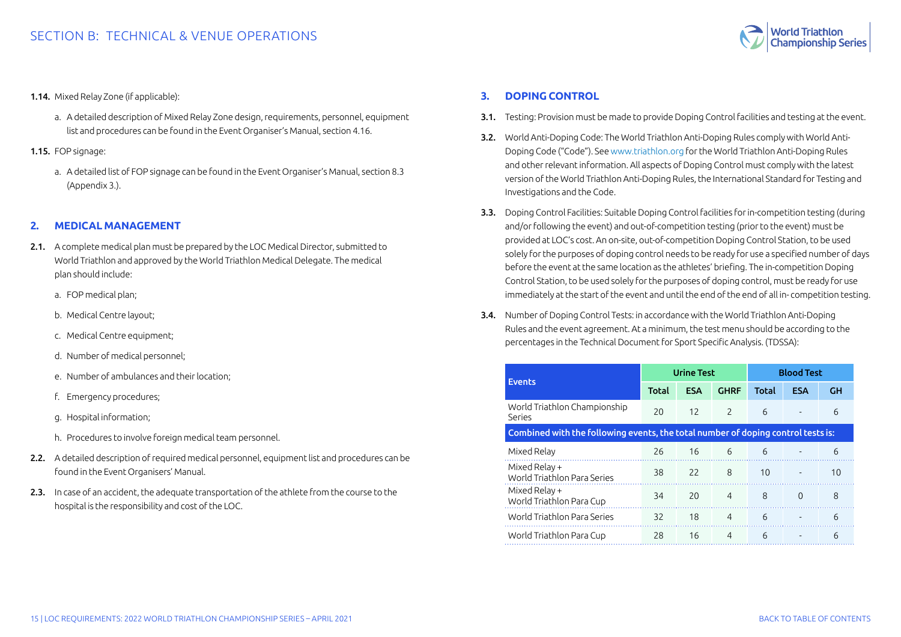# SECTION B: TECHNICAL & VENUE OPERATIONS

**1.14.** Mixed Relay Zone (if applicable):

a. A detailed description of Mixed Relay Zone design, requirements, personnel, equipment list and procedures can be found in the Event Organiser's Manual, section 4.16.

**1.15.** FOP signage:

a. A detailed list of FOP signage can be found in the Event Organiser's Manual, section 8.3 (Appendix 3.).

## 2. MEDICAL MANAGEMENT

**2.1.** A complete medical plan must be prepared by the LOC Medical Director, submitted to World Triathlon and approved by the World Triathlon Medical Delegate. The medical plan should include:

a. FOP medical plan;

b. Medical Centre layout;

c. Medical Centre equipment;

d. Number of medical personnel;

e. Number of ambulances and their location;

f. Emergency procedures;

g. Hospital information;

h. Procedures to involve foreign medical team personnel.

**2.2.** A detailed description of required medical personnel, equipment list and procedures can be found in the Event Organisers' Manual.

**2.3.** In case of an accident, the adequate transportation of the athlete from the course to the hospital is the responsibility and cost of the LOC.

## 3. DOPING CONTROL

**3.1.** Testing: Provision must be made to provide Doping Control facilities and testing at the event.

**3.2.** World Anti-Doping Code: The World Triathlon Anti-Doping Rules comply with World Anti-Doping Code ("Code"). See www.triathlon.org for the World Triathlon Anti-Doping Rules and other relevant information. All aspects of Doping Control must comply with the latest version of the World Triathlon Anti-Doping Rules, the International Standard for Testing and Investigations and the Code.

**3.3.** Doping Control Facilities: Suitable Doping Control facilities for in-competition testing (during and/or following the event) and out-of-competition testing (prior to the event) must be provided at LOC's cost. An on-site, out-of-competition Doping Control Station, to be used solely for the purposes of doping control needs to be ready for use a specified number of days before the event at the same location as the athletes' briefing. The in-competition Doping Control Station, to be used solely for the purposes of doping control, must be ready for use immediately at the start of the event and until the end of the end of all in- competition testing.

**3.4.** Number of Doping Control Tests: in accordance with the World Triathlon Anti-Doping Rules and the event agreement. At a minimum, the test menu should be according to the percentages in the Technical Document for Sport Specific Analysis. (TDSSA):

| Events | Urine Test | | | Blood Test | | |
|---|---|---|---|---|---|---|
| | **Total** | **ESA** | **GHRF** | **Total** | **ESA** | **GH** |
| World Triathlon Championship Series | 20 | 12 | 2 | 6 | - | 6 |
| **Combined with the following events, the total number of doping control tests is:** | | | | | | |
| Mixed Relay | 26 | 16 | 6 | 6 | - | 6 |
| Mixed Relay + World Triathlon Para Series | 38 | 22 | 8 | 10 | - | 10 |
| Mixed Relay + World Triathlon Para Cup | 34 | 20 | 4 | 8 | 0 | 8 |
| World Triathlon Para Series | 32 | 18 | 4 | 6 | - | 6 |
| World Triathlon Para Cup | 28 | 16 | 4 | 6 | - | 6 |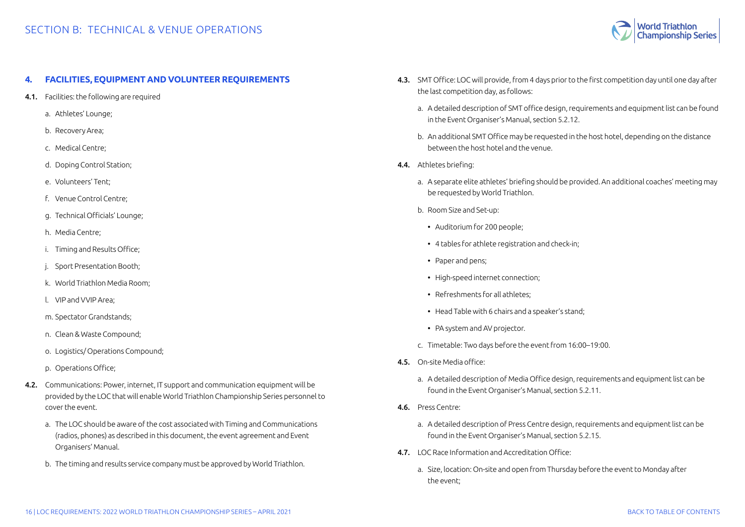## 4. FACILITIES, EQUIPMENT AND VOLUNTEER REQUIREMENTS

**4.1.** Facilities: the following are required

a. Athletes' Lounge;

b. Recovery Area;

c. Medical Centre;

d. Doping Control Station;

e. Volunteers' Tent;

f. Venue Control Centre;

g. Technical Officials' Lounge;

h. Media Centre;

i. Timing and Results Office;

j. Sport Presentation Booth;

k. World Triathlon Media Room;

l. VIP and VVIP Area;

m. Spectator Grandstands;

n. Clean & Waste Compound;

o. Logistics/ Operations Compound;

p. Operations Office;

**4.2.** Communications: Power, internet, IT support and communication equipment will be provided by the LOC that will enable World Triathlon Championship Series personnel to cover the event.

a. The LOC should be aware of the cost associated with Timing and Communications (radios, phones) as described in this document, the event agreement and Event Organisers' Manual.

b. The timing and results service company must be approved by World Triathlon.

**4.3.** SMT Office: LOC will provide, from 4 days prior to the first competition day until one day after the last competition day, as follows:

a. A detailed description of SMT office design, requirements and equipment list can be found in the Event Organiser's Manual, section 5.2.12.

b. An additional SMT Office may be requested in the host hotel, depending on the distance between the host hotel and the venue.

**4.4.** Athletes briefing:

a. A separate elite athletes' briefing should be provided. An additional coaches' meeting may be requested by World Triathlon.

b. Room Size and Set-up:

- Auditorium for 200 people;
- 4 tables for athlete registration and check-in;
- Paper and pens;
- High-speed internet connection;
- Refreshments for all athletes;
- Head Table with 6 chairs and a speaker's stand;
- PA system and AV projector.

c. Timetable: Two days before the event from 16:00–19:00.

**4.5.** On-site Media office:

a. A detailed description of Media Office design, requirements and equipment list can be found in the Event Organiser's Manual, section 5.2.11.

**4.6.** Press Centre:

a. A detailed description of Press Centre design, requirements and equipment list can be found in the Event Organiser's Manual, section 5.2.15.

**4.7.** LOC Race Information and Accreditation Office:

a. Size, location: On-site and open from Thursday before the event to Monday after the event;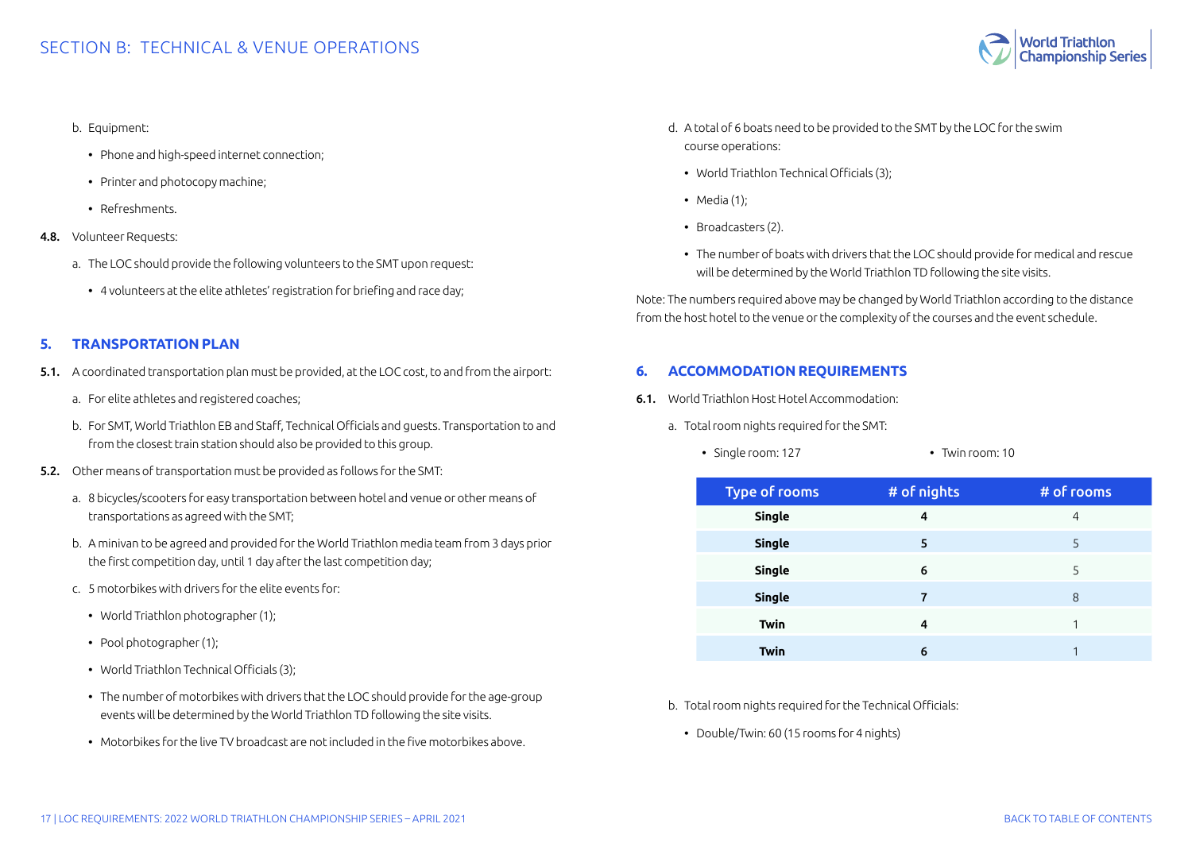b. Equipment:

- Phone and high-speed internet connection;
- Printer and photocopy machine;
- Refreshments.

**4.8.** Volunteer Requests:

a. The LOC should provide the following volunteers to the SMT upon request:

- 4 volunteers at the elite athletes' registration for briefing and race day;

## 5. TRANSPORTATION PLAN

**5.1.** A coordinated transportation plan must be provided, at the LOC cost, to and from the airport:

a. For elite athletes and registered coaches;

b. For SMT, World Triathlon EB and Staff, Technical Officials and guests. Transportation to and from the closest train station should also be provided to this group.

**5.2.** Other means of transportation must be provided as follows for the SMT:

a. 8 bicycles/scooters for easy transportation between hotel and venue or other means of transportations as agreed with the SMT;

b. A minivan to be agreed and provided for the World Triathlon media team from 3 days prior the first competition day, until 1 day after the last competition day;

c. 5 motorbikes with drivers for the elite events for:

- World Triathlon photographer (1);
- Pool photographer (1);
- World Triathlon Technical Officials (3);
- The number of motorbikes with drivers that the LOC should provide for the age-group events will be determined by the World Triathlon TD following the site visits.
- Motorbikes for the live TV broadcast are not included in the five motorbikes above.

d. A total of 6 boats need to be provided to the SMT by the LOC for the swim course operations:

- World Triathlon Technical Officials (3);
- Media (1);
- Broadcasters (2).
- The number of boats with drivers that the LOC should provide for medical and rescue will be determined by the World Triathlon TD following the site visits.

Note: The numbers required above may be changed by World Triathlon according to the distance from the host hotel to the venue or the complexity of the courses and the event schedule.

## 6. ACCOMMODATION REQUIREMENTS

**6.1.** World Triathlon Host Hotel Accommodation:

a. Total room nights required for the SMT:

- Single room: 127
- Twin room: 10

| Type of rooms | # of nights | # of rooms |
|---|---|---|
| **Single** | **4** | 4 |
| **Single** | **5** | 5 |
| **Single** | **6** | 5 |
| **Single** | **7** | 8 |
| **Twin** | **4** | 1 |
| **Twin** | **6** | 1 |

b. Total room nights required for the Technical Officials:

- Double/Twin: 60 (15 rooms for 4 nights)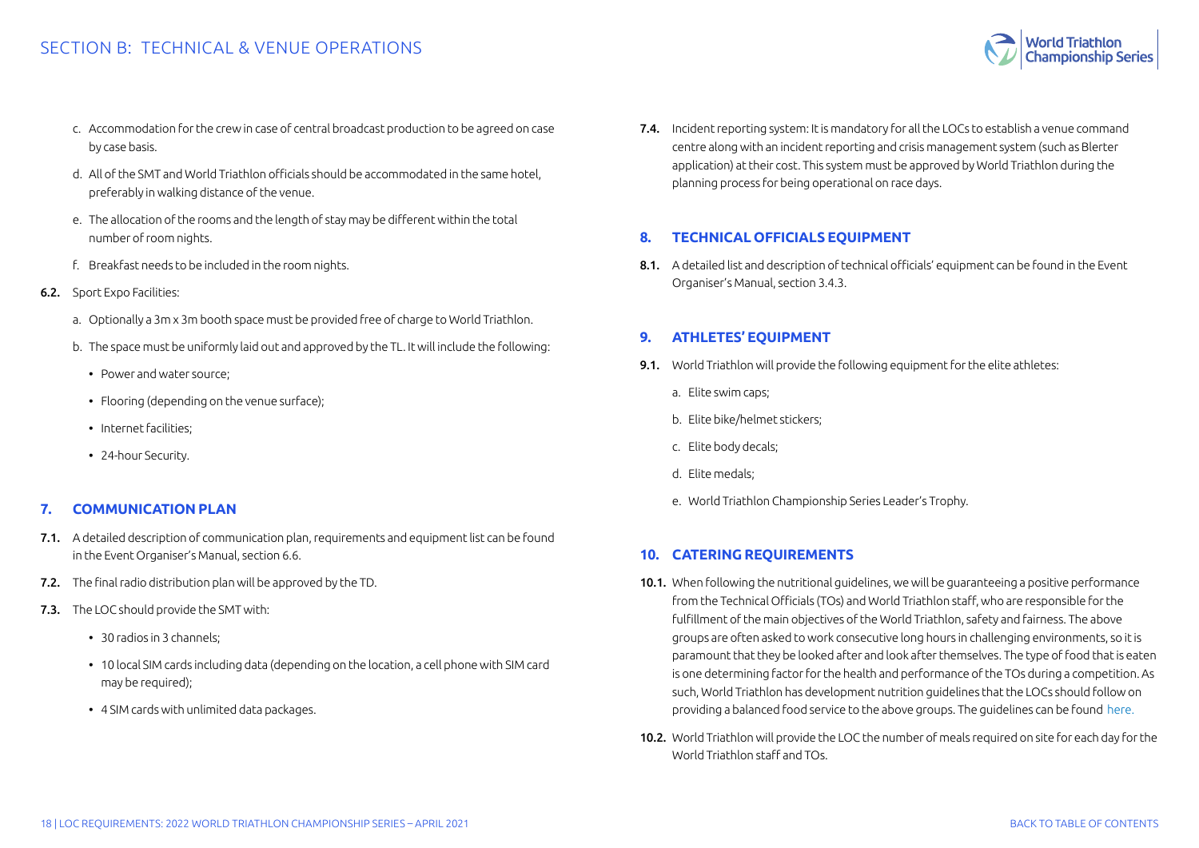c. Accommodation for the crew in case of central broadcast production to be agreed on case by case basis.

d. All of the SMT and World Triathlon officials should be accommodated in the same hotel, preferably in walking distance of the venue.

e. The allocation of the rooms and the length of stay may be different within the total number of room nights.

f. Breakfast needs to be included in the room nights.

**6.2.** Sport Expo Facilities:

a. Optionally a 3m x 3m booth space must be provided free of charge to World Triathlon.

b. The space must be uniformly laid out and approved by the TL. It will include the following:

- Power and water source;
- Flooring (depending on the venue surface);
- Internet facilities;
- 24-hour Security.

## 7. COMMUNICATION PLAN

**7.1.** A detailed description of communication plan, requirements and equipment list can be found in the Event Organiser's Manual, section 6.6.

**7.2.** The final radio distribution plan will be approved by the TD.

**7.3.** The LOC should provide the SMT with:

- 30 radios in 3 channels;
- 10 local SIM cards including data (depending on the location, a cell phone with SIM card may be required);
- 4 SIM cards with unlimited data packages.

**7.4.** Incident reporting system: It is mandatory for all the LOCs to establish a venue command centre along with an incident reporting and crisis management system (such as Blerter application) at their cost. This system must be approved by World Triathlon during the planning process for being operational on race days.

## 8. TECHNICAL OFFICIALS EQUIPMENT

**8.1.** A detailed list and description of technical officials' equipment can be found in the Event Organiser's Manual, section 3.4.3.

## 9. ATHLETES' EQUIPMENT

**9.1.** World Triathlon will provide the following equipment for the elite athletes:

a. Elite swim caps;

b. Elite bike/helmet stickers;

c. Elite body decals;

d. Elite medals;

e. World Triathlon Championship Series Leader's Trophy.

## 10. CATERING REQUIREMENTS

**10.1.** When following the nutritional guidelines, we will be guaranteeing a positive performance from the Technical Officials (TOs) and World Triathlon staff, who are responsible for the fulfillment of the main objectives of the World Triathlon, safety and fairness. The above groups are often asked to work consecutive long hours in challenging environments, so it is paramount that they be looked after and look after themselves. The type of food that is eaten is one determining factor for the health and performance of the TOs during a competition. As such, World Triathlon has development nutrition guidelines that the LOCs should follow on providing a balanced food service to the above groups. The guidelines can be found here.

**10.2.** World Triathlon will provide the LOC the number of meals required on site for each day for the World Triathlon staff and TOs.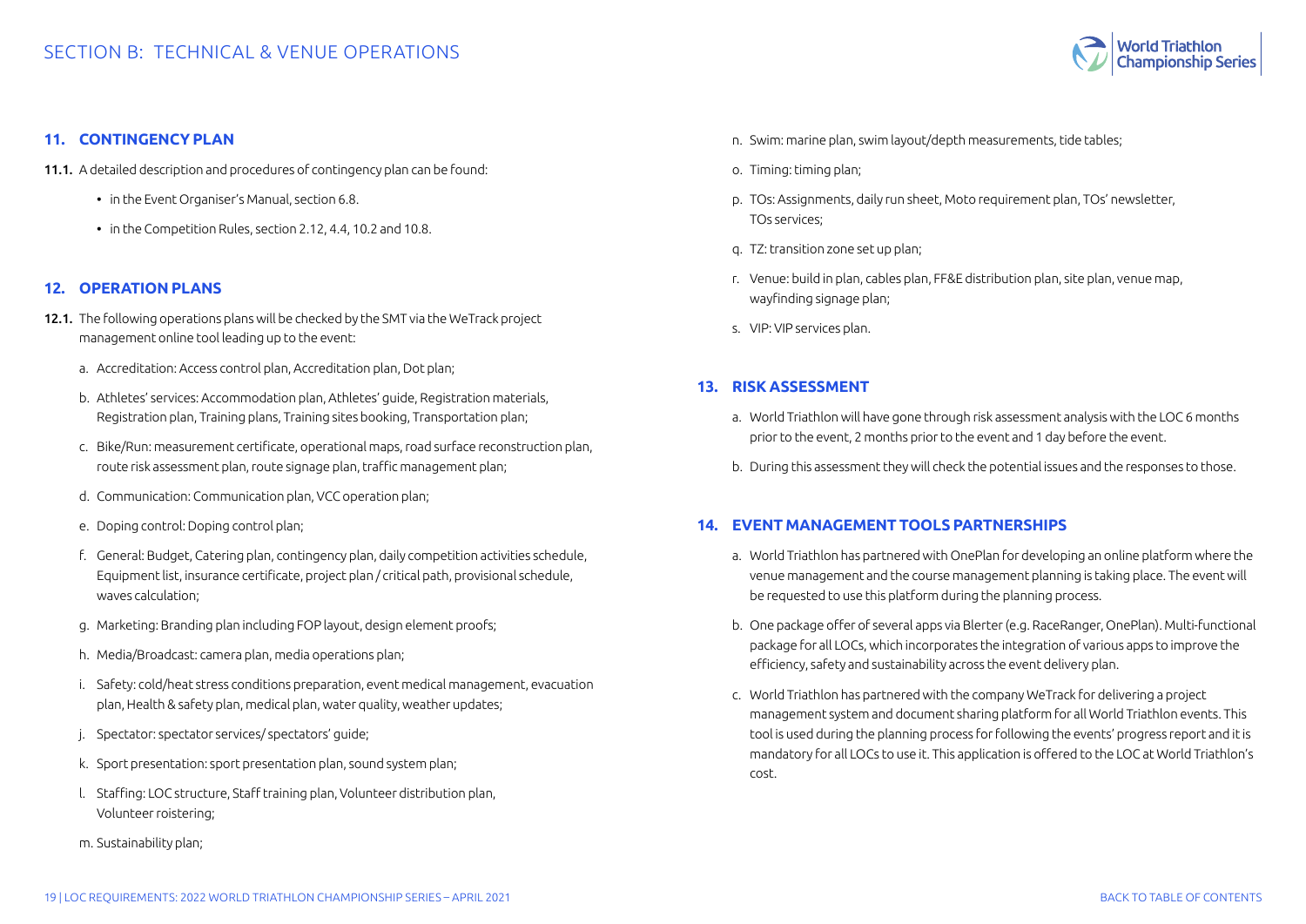## 11. CONTINGENCY PLAN

**11.1.** A detailed description and procedures of contingency plan can be found:

- in the Event Organiser's Manual, section 6.8.
- in the Competition Rules, section 2.12, 4.4, 10.2 and 10.8.

## 12. OPERATION PLANS

**12.1.** The following operations plans will be checked by the SMT via the WeTrack project management online tool leading up to the event:

a. Accreditation: Access control plan, Accreditation plan, Dot plan;

b. Athletes' services: Accommodation plan, Athletes' guide, Registration materials, Registration plan, Training plans, Training sites booking, Transportation plan;

c. Bike/Run: measurement certificate, operational maps, road surface reconstruction plan, route risk assessment plan, route signage plan, traffic management plan;

d. Communication: Communication plan, VCC operation plan;

e. Doping control: Doping control plan;

f. General: Budget, Catering plan, contingency plan, daily competition activities schedule, Equipment list, insurance certificate, project plan / critical path, provisional schedule, waves calculation;

g. Marketing: Branding plan including FOP layout, design element proofs;

h. Media/Broadcast: camera plan, media operations plan;

i. Safety: cold/heat stress conditions preparation, event medical management, evacuation plan, Health & safety plan, medical plan, water quality, weather updates;

j. Spectator: spectator services/ spectators' guide;

k. Sport presentation: sport presentation plan, sound system plan;

l. Staffing: LOC structure, Staff training plan, Volunteer distribution plan, Volunteer roistering;

m. Sustainability plan;

n. Swim: marine plan, swim layout/depth measurements, tide tables;

o. Timing: timing plan;

p. TOs: Assignments, daily run sheet, Moto requirement plan, TOs' newsletter, TOs services;

q. TZ: transition zone set up plan;

r. Venue: build in plan, cables plan, FF&E distribution plan, site plan, venue map, wayfinding signage plan;

s. VIP: VIP services plan.

## 13. RISK ASSESSMENT

a. World Triathlon will have gone through risk assessment analysis with the LOC 6 months prior to the event, 2 months prior to the event and 1 day before the event.

b. During this assessment they will check the potential issues and the responses to those.

## 14. EVENT MANAGEMENT TOOLS PARTNERSHIPS

a. World Triathlon has partnered with OnePlan for developing an online platform where the venue management and the course management planning is taking place. The event will be requested to use this platform during the planning process.

b. One package offer of several apps via Blerter (e.g. RaceRanger, OnePlan). Multi-functional package for all LOCs, which incorporates the integration of various apps to improve the efficiency, safety and sustainability across the event delivery plan.

c. World Triathlon has partnered with the company WeTrack for delivering a project management system and document sharing platform for all World Triathlon events. This tool is used during the planning process for following the events' progress report and it is mandatory for all LOCs to use it. This application is offered to the LOC at World Triathlon's cost.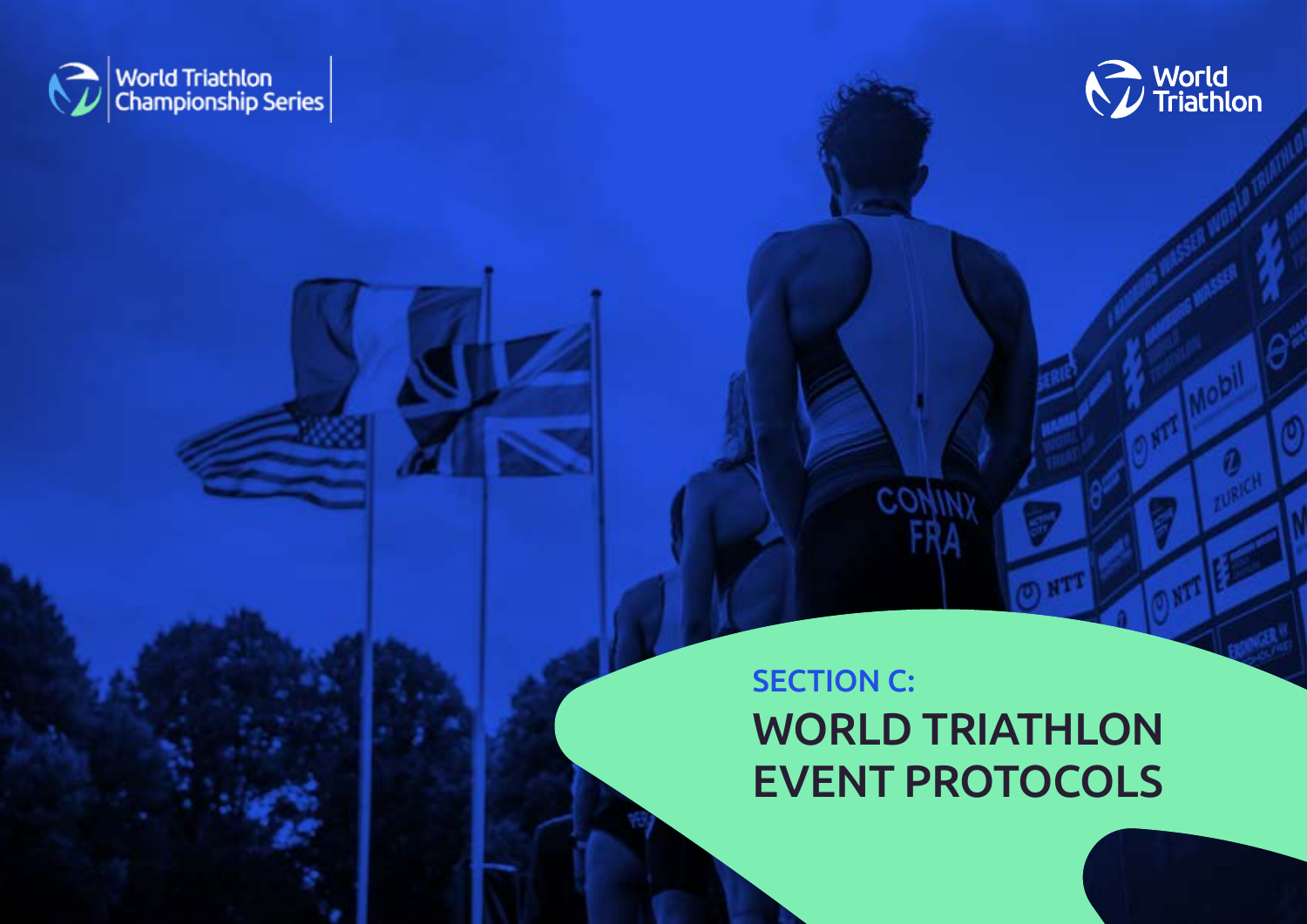World Triathlon Championship Series

World Triathlon

## SECTION C:

# WORLD TRIATHLON EVENT PROTOCOLS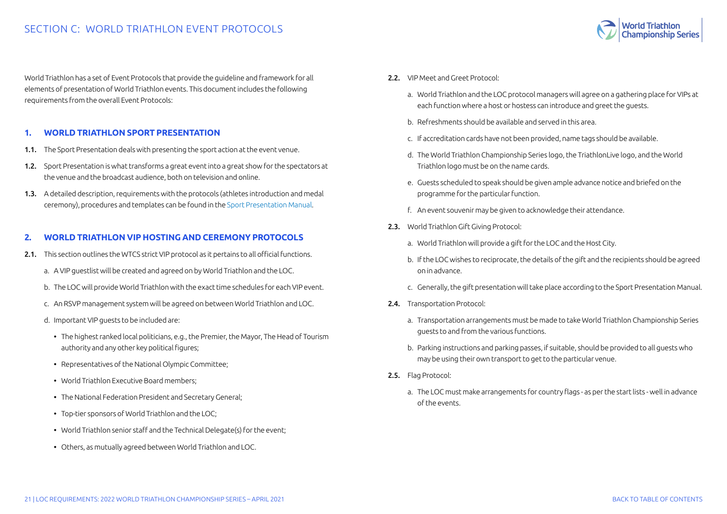# SECTION C: WORLD TRIATHLON EVENT PROTOCOLS

World Triathlon has a set of Event Protocols that provide the guideline and framework for all elements of presentation of World Triathlon events. This document includes the following requirements from the overall Event Protocols:

## 1. WORLD TRIATHLON SPORT PRESENTATION

**1.1.** The Sport Presentation deals with presenting the sport action at the event venue.

**1.2.** Sport Presentation is what transforms a great event into a great show for the spectators at the venue and the broadcast audience, both on television and online.

**1.3.** A detailed description, requirements with the protocols (athletes introduction and medal ceremony), procedures and templates can be found in the Sport Presentation Manual.

## 2. WORLD TRIATHLON VIP HOSTING AND CEREMONY PROTOCOLS

**2.1.** This section outlines the WTCS strict VIP protocol as it pertains to all official functions.

a. A VIP guestlist will be created and agreed on by World Triathlon and the LOC.

b. The LOC will provide World Triathlon with the exact time schedules for each VIP event.

c. An RSVP management system will be agreed on between World Triathlon and LOC.

d. Important VIP guests to be included are:

- The highest ranked local politicians, e.g., the Premier, the Mayor, The Head of Tourism authority and any other key political figures;
- Representatives of the National Olympic Committee;
- World Triathlon Executive Board members;
- The National Federation President and Secretary General;
- Top-tier sponsors of World Triathlon and the LOC;
- World Triathlon senior staff and the Technical Delegate(s) for the event;
- Others, as mutually agreed between World Triathlon and LOC.

**2.2.** VIP Meet and Greet Protocol:

a. World Triathlon and the LOC protocol managers will agree on a gathering place for VIPs at each function where a host or hostess can introduce and greet the guests.

b. Refreshments should be available and served in this area.

c. If accreditation cards have not been provided, name tags should be available.

d. The World Triathlon Championship Series logo, the TriathlonLive logo, and the World Triathlon logo must be on the name cards.

e. Guests scheduled to speak should be given ample advance notice and briefed on the programme for the particular function.

f. An event souvenir may be given to acknowledge their attendance.

**2.3.** World Triathlon Gift Giving Protocol:

a. World Triathlon will provide a gift for the LOC and the Host City.

b. If the LOC wishes to reciprocate, the details of the gift and the recipients should be agreed on in advance.

c. Generally, the gift presentation will take place according to the Sport Presentation Manual.

**2.4.** Transportation Protocol:

a. Transportation arrangements must be made to take World Triathlon Championship Series guests to and from the various functions.

b. Parking instructions and parking passes, if suitable, should be provided to all guests who may be using their own transport to get to the particular venue.

**2.5.** Flag Protocol:

a. The LOC must make arrangements for country flags - as per the start lists - well in advance of the events.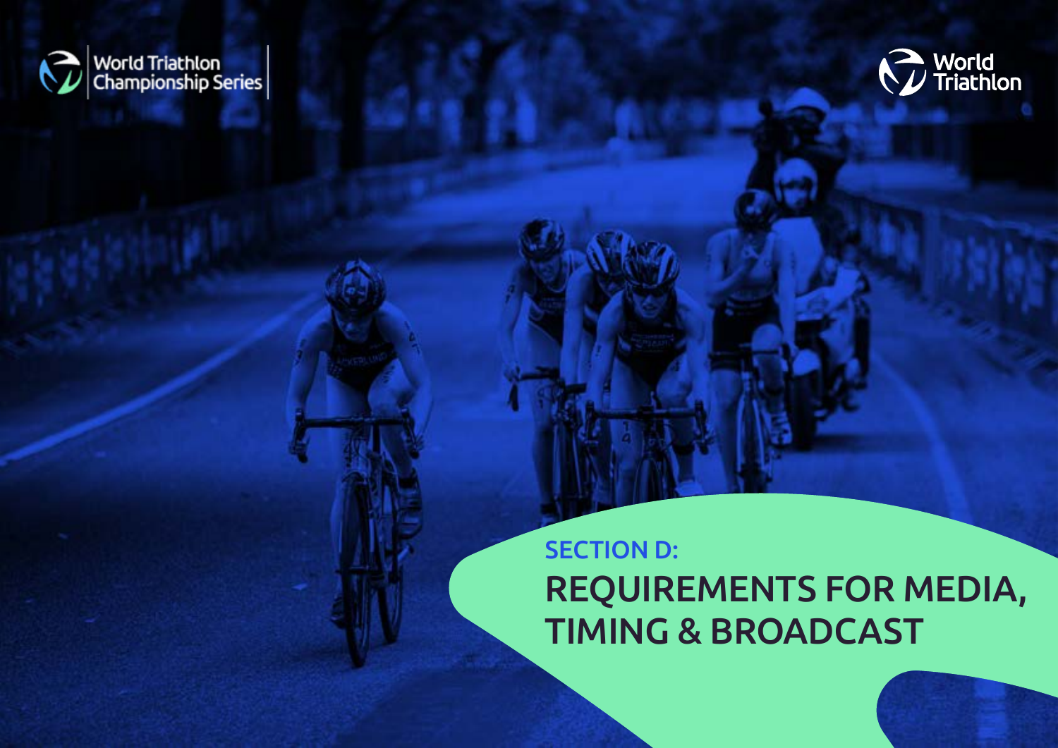World Triathlon Championship Series

World Triathlon

## SECTION D:

# REQUIREMENTS FOR MEDIA, TIMING & BROADCAST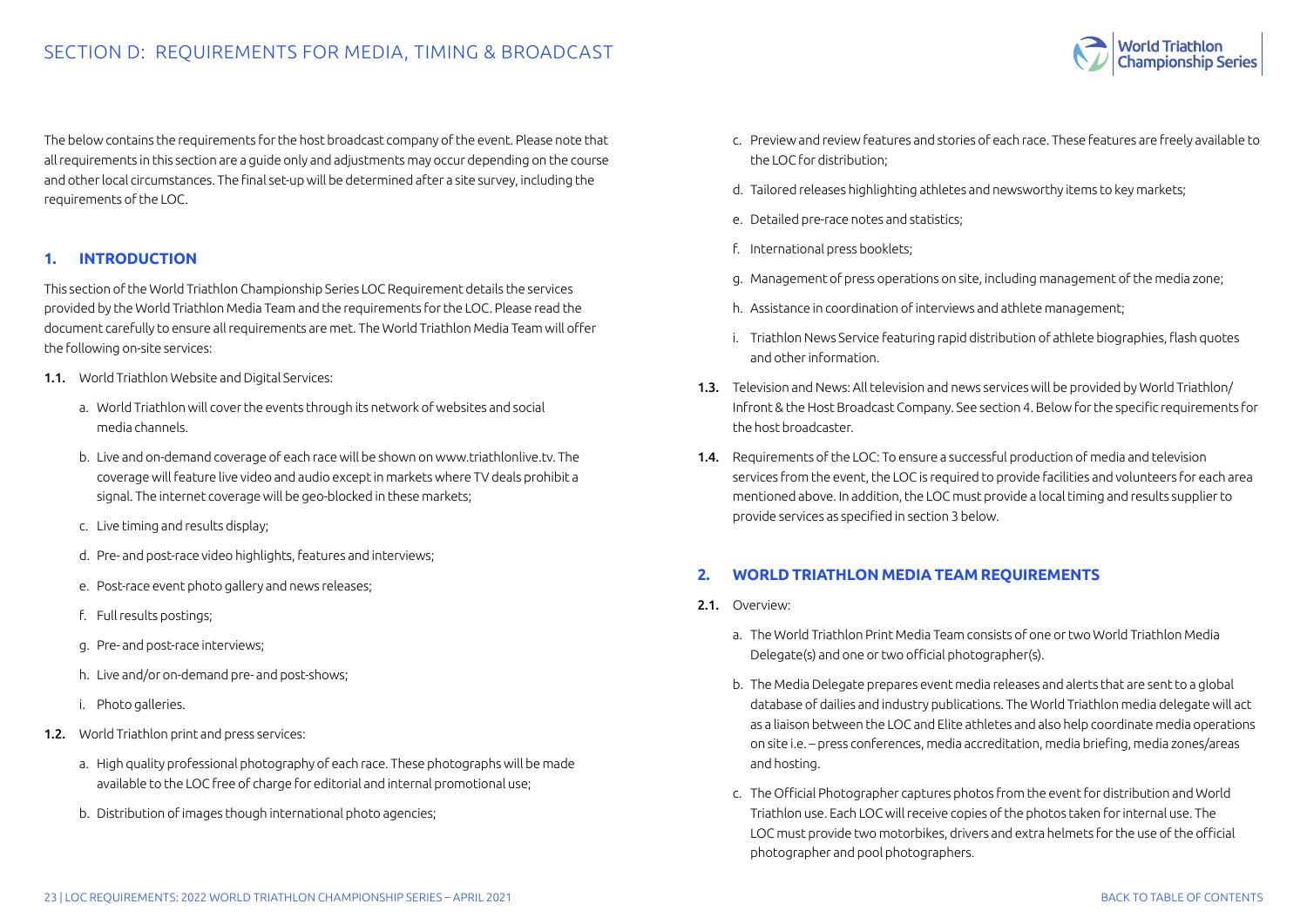## SECTION D: REQUIREMENTS FOR MEDIA, TIMING & BROADCAST

The below contains the requirements for the host broadcast company of the event. Please note that all requirements in this section are a guide only and adjustments may occur depending on the course and other local circumstances. The final set-up will be determined after a site survey, including the requirements of the LOC.

### 1. INTRODUCTION

This section of the World Triathlon Championship Series LOC Requirement details the services provided by the World Triathlon Media Team and the requirements for the LOC. Please read the document carefully to ensure all requirements are met. The World Triathlon Media Team will offer the following on-site services:

**1.1.** World Triathlon Website and Digital Services:

a. World Triathlon will cover the events through its network of websites and social media channels.

b. Live and on-demand coverage of each race will be shown on www.triathlonlive.tv. The coverage will feature live video and audio except in markets where TV deals prohibit a signal. The internet coverage will be geo-blocked in these markets;

c. Live timing and results display;

d. Pre- and post-race video highlights, features and interviews;

e. Post-race event photo gallery and news releases;

f. Full results postings;

g. Pre- and post-race interviews;

h. Live and/or on-demand pre- and post-shows;

i. Photo galleries.

**1.2.** World Triathlon print and press services:

a. High quality professional photography of each race. These photographs will be made available to the LOC free of charge for editorial and internal promotional use;

b. Distribution of images though international photo agencies;

c. Preview and review features and stories of each race. These features are freely available to the LOC for distribution;

d. Tailored releases highlighting athletes and newsworthy items to key markets;

e. Detailed pre-race notes and statistics;

f. International press booklets;

g. Management of press operations on site, including management of the media zone;

h. Assistance in coordination of interviews and athlete management;

i. Triathlon News Service featuring rapid distribution of athlete biographies, flash quotes and other information.

**1.3.** Television and News: All television and news services will be provided by World Triathlon/ Infront & the Host Broadcast Company. See section 4. Below for the specific requirements for the host broadcaster.

**1.4.** Requirements of the LOC: To ensure a successful production of media and television services from the event, the LOC is required to provide facilities and volunteers for each area mentioned above. In addition, the LOC must provide a local timing and results supplier to provide services as specified in section 3 below.

### 2. WORLD TRIATHLON MEDIA TEAM REQUIREMENTS

**2.1.** Overview:

a. The World Triathlon Print Media Team consists of one or two World Triathlon Media Delegate(s) and one or two official photographer(s).

b. The Media Delegate prepares event media releases and alerts that are sent to a global database of dailies and industry publications. The World Triathlon media delegate will act as a liaison between the LOC and Elite athletes and also help coordinate media operations on site i.e. – press conferences, media accreditation, media briefing, media zones/areas and hosting.

c. The Official Photographer captures photos from the event for distribution and World Triathlon use. Each LOC will receive copies of the photos taken for internal use. The LOC must provide two motorbikes, drivers and extra helmets for the use of the official photographer and pool photographers.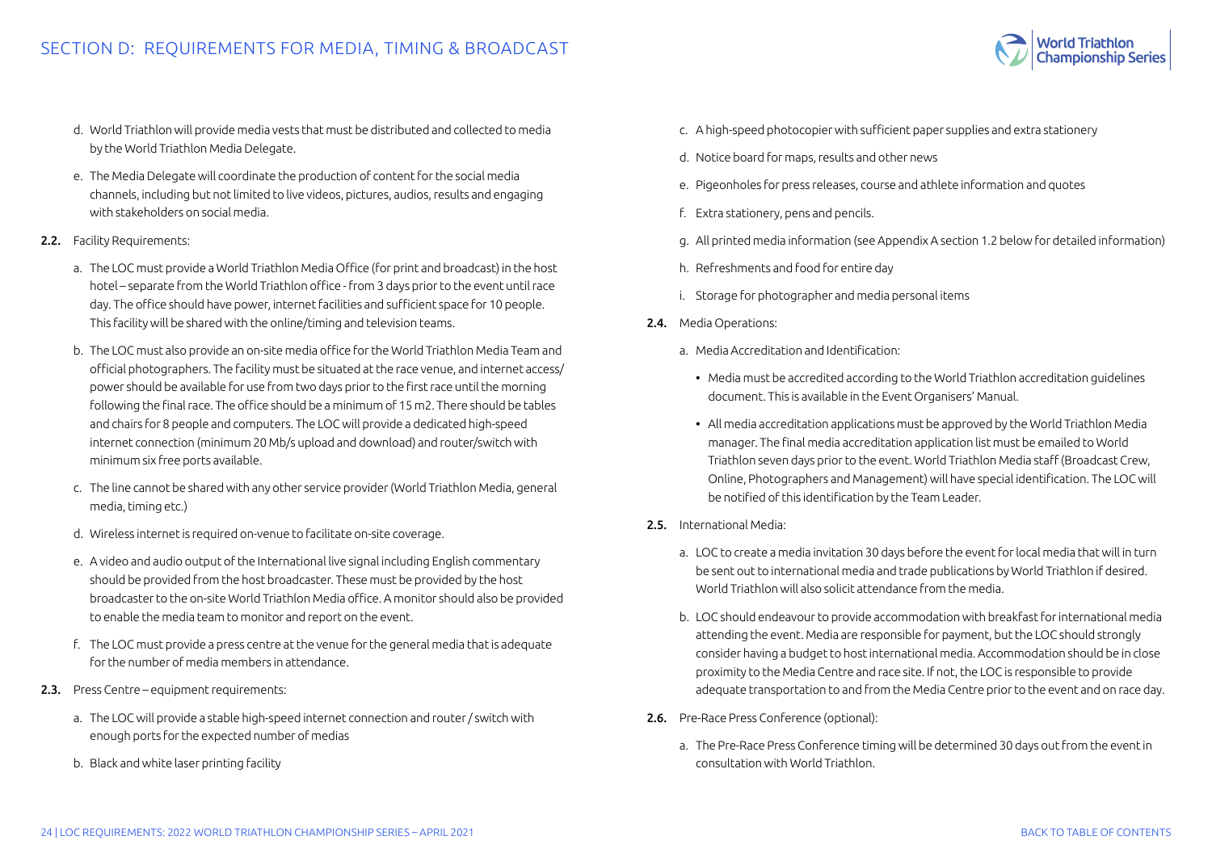d. World Triathlon will provide media vests that must be distributed and collected to media by the World Triathlon Media Delegate.

e. The Media Delegate will coordinate the production of content for the social media channels, including but not limited to live videos, pictures, audios, results and engaging with stakeholders on social media.

**2.2.** Facility Requirements:

a. The LOC must provide a World Triathlon Media Office (for print and broadcast) in the host hotel – separate from the World Triathlon office - from 3 days prior to the event until race day. The office should have power, internet facilities and sufficient space for 10 people. This facility will be shared with the online/timing and television teams.

b. The LOC must also provide an on-site media office for the World Triathlon Media Team and official photographers. The facility must be situated at the race venue, and internet access/power should be available for use from two days prior to the first race until the morning following the final race. The office should be a minimum of 15 m2. There should be tables and chairs for 8 people and computers. The LOC will provide a dedicated high-speed internet connection (minimum 20 Mb/s upload and download) and router/switch with minimum six free ports available.

c. The line cannot be shared with any other service provider (World Triathlon Media, general media, timing etc.)

d. Wireless internet is required on-venue to facilitate on-site coverage.

e. A video and audio output of the International live signal including English commentary should be provided from the host broadcaster. These must be provided by the host broadcaster to the on-site World Triathlon Media office. A monitor should also be provided to enable the media team to monitor and report on the event.

f. The LOC must provide a press centre at the venue for the general media that is adequate for the number of media members in attendance.

**2.3.** Press Centre – equipment requirements:

a. The LOC will provide a stable high-speed internet connection and router / switch with enough ports for the expected number of medias

b. Black and white laser printing facility

c. A high-speed photocopier with sufficient paper supplies and extra stationery

d. Notice board for maps, results and other news

e. Pigeonholes for press releases, course and athlete information and quotes

f. Extra stationery, pens and pencils.

g. All printed media information (see Appendix A section 1.2 below for detailed information)

h. Refreshments and food for entire day

i. Storage for photographer and media personal items

**2.4.** Media Operations:

a. Media Accreditation and Identification:

- Media must be accredited according to the World Triathlon accreditation guidelines document. This is available in the Event Organisers' Manual.
- All media accreditation applications must be approved by the World Triathlon Media manager. The final media accreditation application list must be emailed to World Triathlon seven days prior to the event. World Triathlon Media staff (Broadcast Crew, Online, Photographers and Management) will have special identification. The LOC will be notified of this identification by the Team Leader.

**2.5.** International Media:

a. LOC to create a media invitation 30 days before the event for local media that will in turn be sent out to international media and trade publications by World Triathlon if desired. World Triathlon will also solicit attendance from the media.

b. LOC should endeavour to provide accommodation with breakfast for international media attending the event. Media are responsible for payment, but the LOC should strongly consider having a budget to host international media. Accommodation should be in close proximity to the Media Centre and race site. If not, the LOC is responsible to provide adequate transportation to and from the Media Centre prior to the event and on race day.

**2.6.** Pre-Race Press Conference (optional):

a. The Pre-Race Press Conference timing will be determined 30 days out from the event in consultation with World Triathlon.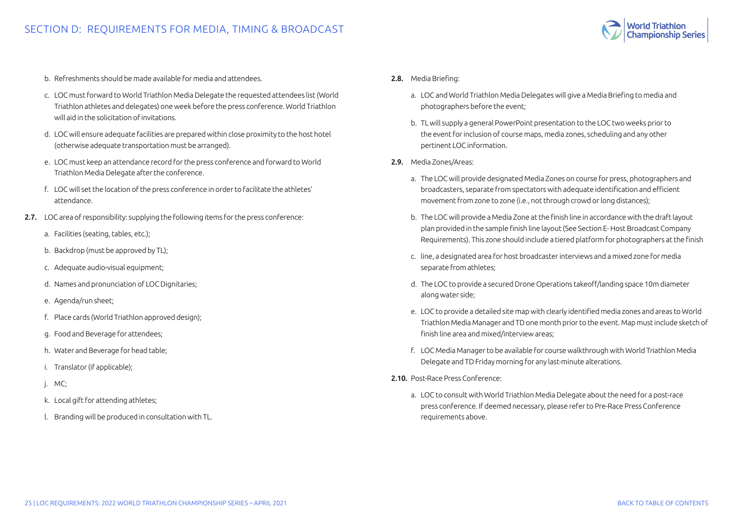b. Refreshments should be made available for media and attendees.

c. LOC must forward to World Triathlon Media Delegate the requested attendees list (World Triathlon athletes and delegates) one week before the press conference. World Triathlon will aid in the solicitation of invitations.

d. LOC will ensure adequate facilities are prepared within close proximity to the host hotel (otherwise adequate transportation must be arranged).

e. LOC must keep an attendance record for the press conference and forward to World Triathlon Media Delegate after the conference.

f. LOC will set the location of the press conference in order to facilitate the athletes' attendance.

**2.7.** LOC area of responsibility: supplying the following items for the press conference:

a. Facilities (seating, tables, etc.);

b. Backdrop (must be approved by TL);

c. Adequate audio-visual equipment;

d. Names and pronunciation of LOC Dignitaries;

e. Agenda/run sheet;

f. Place cards (World Triathlon approved design);

g. Food and Beverage for attendees;

h. Water and Beverage for head table;

i. Translator (if applicable);

j. MC;

k. Local gift for attending athletes;

l. Branding will be produced in consultation with TL.

**2.8.** Media Briefing:

a. LOC and World Triathlon Media Delegates will give a Media Briefing to media and photographers before the event;

b. TL will supply a general PowerPoint presentation to the LOC two weeks prior to the event for inclusion of course maps, media zones, scheduling and any other pertinent LOC information.

**2.9.** Media Zones/Areas:

a. The LOC will provide designated Media Zones on course for press, photographers and broadcasters, separate from spectators with adequate identification and efficient movement from zone to zone (i.e., not through crowd or long distances);

b. The LOC will provide a Media Zone at the finish line in accordance with the draft layout plan provided in the sample finish line layout (See Section E- Host Broadcast Company Requirements). This zone should include a tiered platform for photographers at the finish

c. line, a designated area for host broadcaster interviews and a mixed zone for media separate from athletes;

d. The LOC to provide a secured Drone Operations takeoff/landing space 10m diameter along water side;

e. LOC to provide a detailed site map with clearly identified media zones and areas to World Triathlon Media Manager and TD one month prior to the event. Map must include sketch of finish line area and mixed/interview areas;

f. LOC Media Manager to be available for course walkthrough with World Triathlon Media Delegate and TD Friday morning for any last-minute alterations.

**2.10.** Post-Race Press Conference:

a. LOC to consult with World Triathlon Media Delegate about the need for a post-race press conference. If deemed necessary, please refer to Pre-Race Press Conference requirements above.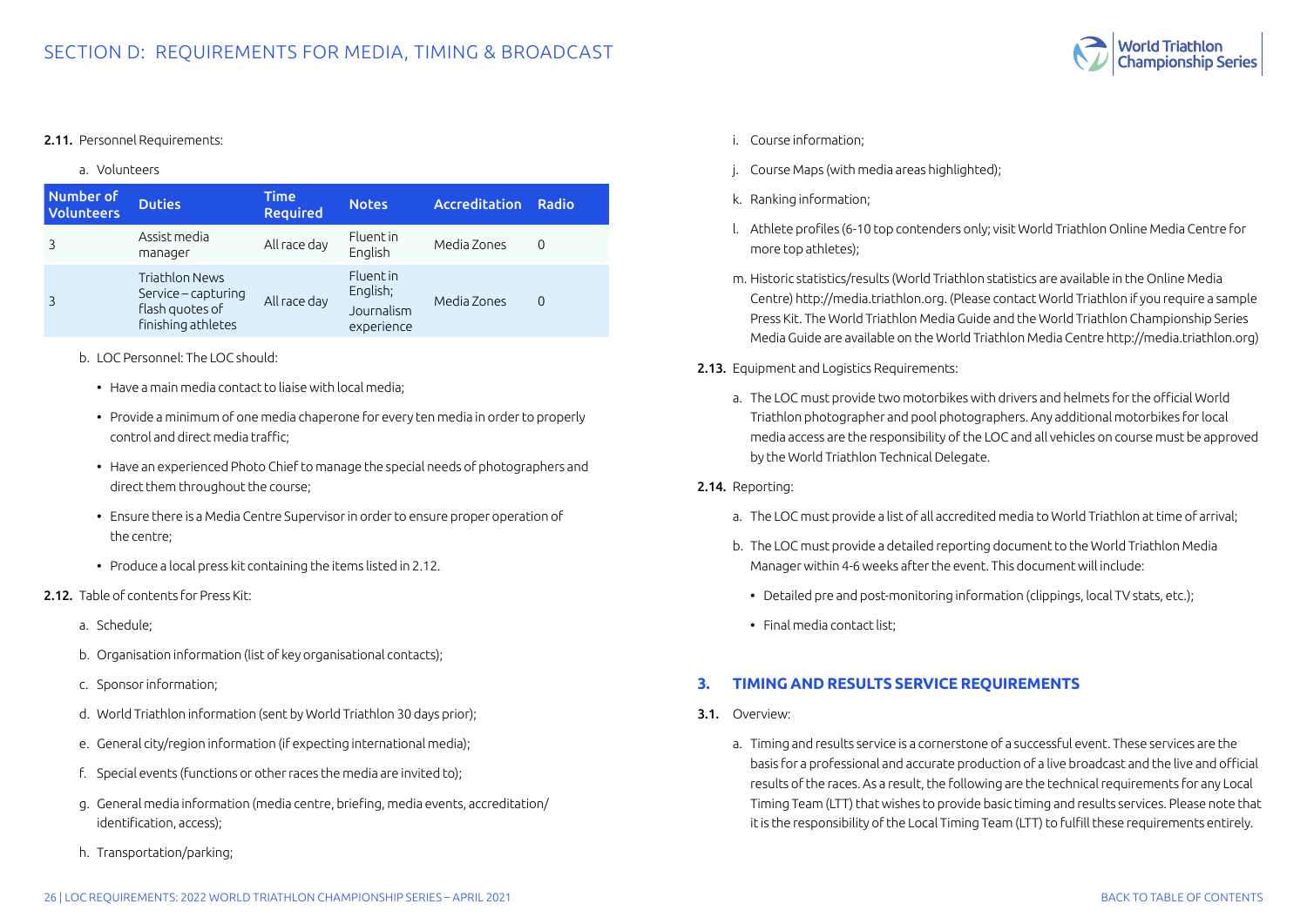# SECTION D: REQUIREMENTS FOR MEDIA, TIMING & BROADCAST

**2.11.** Personnel Requirements:

a. Volunteers

| Number of Volunteers | Duties | Time Required | Notes | Accreditation | Radio |
|---|---|---|---|---|---|
| 3 | Assist media manager | All race day | Fluent in English | Media Zones | 0 |
| 3 | Triathlon News Service – capturing flash quotes of finishing athletes | All race day | Fluent in English; Journalism experience | Media Zones | 0 |

b. LOC Personnel: The LOC should:

- Have a main media contact to liaise with local media;
- Provide a minimum of one media chaperone for every ten media in order to properly control and direct media traffic;
- Have an experienced Photo Chief to manage the special needs of photographers and direct them throughout the course;
- Ensure there is a Media Centre Supervisor in order to ensure proper operation of the centre;
- Produce a local press kit containing the items listed in 2.12.

**2.12.** Table of contents for Press Kit:

a. Schedule;

b. Organisation information (list of key organisational contacts);

c. Sponsor information;

d. World Triathlon information (sent by World Triathlon 30 days prior);

e. General city/region information (if expecting international media);

f. Special events (functions or other races the media are invited to);

g. General media information (media centre, briefing, media events, accreditation/identification, access);

h. Transportation/parking;

i. Course information;

j. Course Maps (with media areas highlighted);

k. Ranking information;

l. Athlete profiles (6-10 top contenders only; visit World Triathlon Online Media Centre for more top athletes);

m. Historic statistics/results (World Triathlon statistics are available in the Online Media Centre) http://media.triathlon.org. (Please contact World Triathlon if you require a sample Press Kit. The World Triathlon Media Guide and the World Triathlon Championship Series Media Guide are available on the World Triathlon Media Centre http://media.triathlon.org)

**2.13.** Equipment and Logistics Requirements:

a. The LOC must provide two motorbikes with drivers and helmets for the official World Triathlon photographer and pool photographers. Any additional motorbikes for local media access are the responsibility of the LOC and all vehicles on course must be approved by the World Triathlon Technical Delegate.

**2.14.** Reporting:

a. The LOC must provide a list of all accredited media to World Triathlon at time of arrival;

b. The LOC must provide a detailed reporting document to the World Triathlon Media Manager within 4-6 weeks after the event. This document will include:

- Detailed pre and post-monitoring information (clippings, local TV stats, etc.);
- Final media contact list;

## 3. TIMING AND RESULTS SERVICE REQUIREMENTS

**3.1.** Overview:

a. Timing and results service is a cornerstone of a successful event. These services are the basis for a professional and accurate production of a live broadcast and the live and official results of the races. As a result, the following are the technical requirements for any Local Timing Team (LTT) that wishes to provide basic timing and results services. Please note that it is the responsibility of the Local Timing Team (LTT) to fulfill these requirements entirely.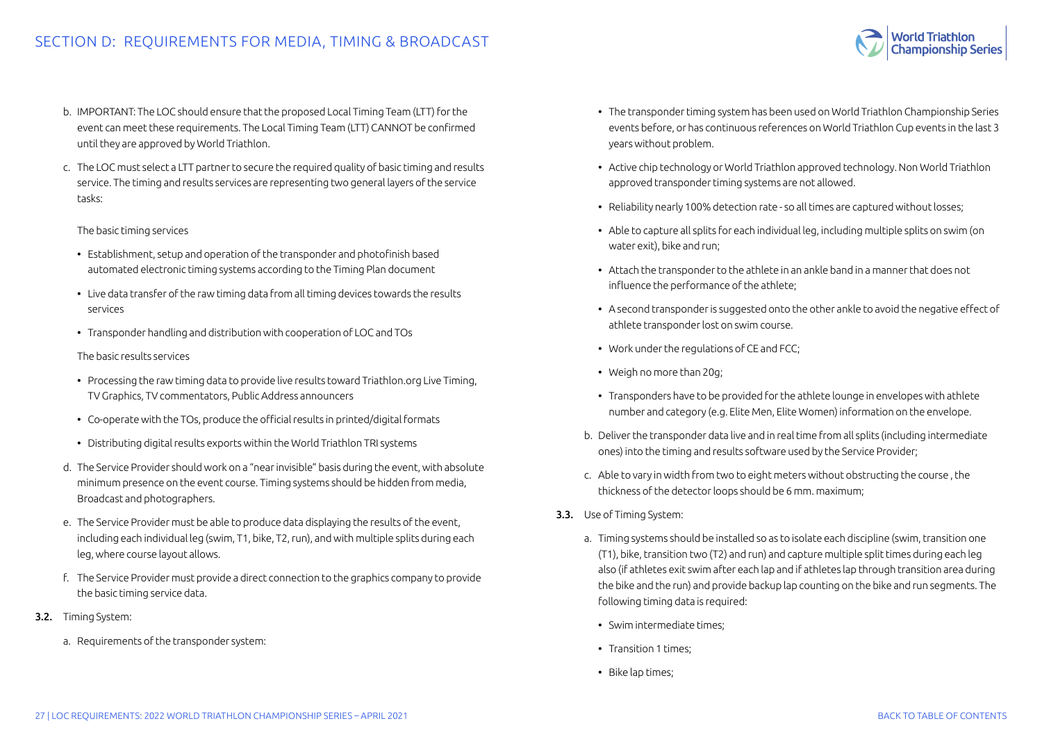b. IMPORTANT: The LOC should ensure that the proposed Local Timing Team (LTT) for the event can meet these requirements. The Local Timing Team (LTT) CANNOT be confirmed until they are approved by World Triathlon.

c. The LOC must select a LTT partner to secure the required quality of basic timing and results service. The timing and results services are representing two general layers of the service tasks:

The basic timing services

- Establishment, setup and operation of the transponder and photofinish based automated electronic timing systems according to the Timing Plan document
- Live data transfer of the raw timing data from all timing devices towards the results services
- Transponder handling and distribution with cooperation of LOC and TOs

The basic results services

- Processing the raw timing data to provide live results toward Triathlon.org Live Timing, TV Graphics, TV commentators, Public Address announcers
- Co-operate with the TOs, produce the official results in printed/digital formats
- Distributing digital results exports within the World Triathlon TRI systems

d. The Service Provider should work on a "near invisible" basis during the event, with absolute minimum presence on the event course. Timing systems should be hidden from media, Broadcast and photographers.

e. The Service Provider must be able to produce data displaying the results of the event, including each individual leg (swim, T1, bike, T2, run), and with multiple splits during each leg, where course layout allows.

f. The Service Provider must provide a direct connection to the graphics company to provide the basic timing service data.

**3.2.** Timing System:

a. Requirements of the transponder system:

- The transponder timing system has been used on World Triathlon Championship Series events before, or has continuous references on World Triathlon Cup events in the last 3 years without problem.
- Active chip technology or World Triathlon approved technology. Non World Triathlon approved transponder timing systems are not allowed.
- Reliability nearly 100% detection rate - so all times are captured without losses;
- Able to capture all splits for each individual leg, including multiple splits on swim (on water exit), bike and run;
- Attach the transponder to the athlete in an ankle band in a manner that does not influence the performance of the athlete;
- A second transponder is suggested onto the other ankle to avoid the negative effect of athlete transponder lost on swim course.
- Work under the regulations of CE and FCC;
- Weigh no more than 20g;
- Transponders have to be provided for the athlete lounge in envelopes with athlete number and category (e.g. Elite Men, Elite Women) information on the envelope.

b. Deliver the transponder data live and in real time from all splits (including intermediate ones) into the timing and results software used by the Service Provider;

c. Able to vary in width from two to eight meters without obstructing the course , the thickness of the detector loops should be 6 mm. maximum;

**3.3.** Use of Timing System:

a. Timing systems should be installed so as to isolate each discipline (swim, transition one (T1), bike, transition two (T2) and run) and capture multiple split times during each leg also (if athletes exit swim after each lap and if athletes lap through transition area during the bike and the run) and provide backup lap counting on the bike and run segments. The following timing data is required:

- Swim intermediate times;
- Transition 1 times;
- Bike lap times;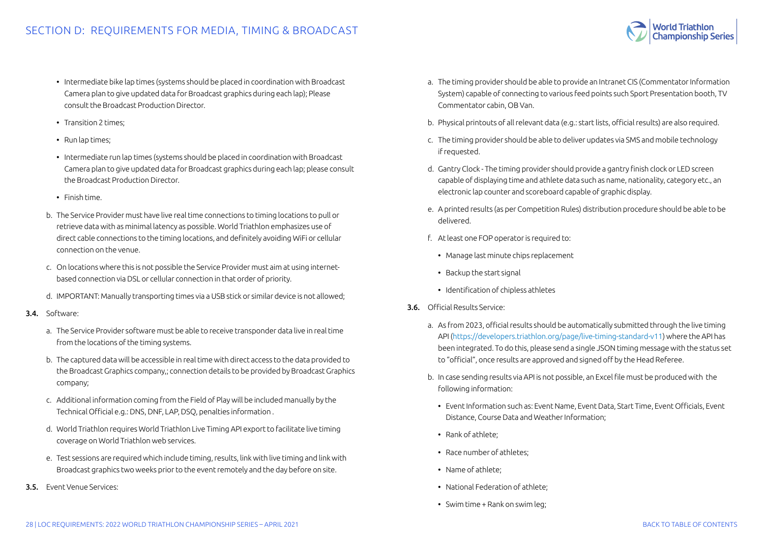- Intermediate bike lap times (systems should be placed in coordination with Broadcast Camera plan to give updated data for Broadcast graphics during each lap); Please consult the Broadcast Production Director.
- Transition 2 times;
- Run lap times;
- Intermediate run lap times (systems should be placed in coordination with Broadcast Camera plan to give updated data for Broadcast graphics during each lap; please consult the Broadcast Production Director.
- Finish time.

b. The Service Provider must have live real time connections to timing locations to pull or retrieve data with as minimal latency as possible. World Triathlon emphasizes use of direct cable connections to the timing locations, and definitely avoiding WiFi or cellular connection on the venue.

c. On locations where this is not possible the Service Provider must aim at using internet-based connection via DSL or cellular connection in that order of priority.

d. IMPORTANT: Manually transporting times via a USB stick or similar device is not allowed;

**3.4.** Software:

a. The Service Provider software must be able to receive transponder data live in real time from the locations of the timing systems.

b. The captured data will be accessible in real time with direct access to the data provided to the Broadcast Graphics company,; connection details to be provided by Broadcast Graphics company;

c. Additional information coming from the Field of Play will be included manually by the Technical Official e.g.: DNS, DNF, LAP, DSQ, penalties information .

d. World Triathlon requires World Triathlon Live Timing API export to facilitate live timing coverage on World Triathlon web services.

e. Test sessions are required which include timing, results, link with live timing and link with Broadcast graphics two weeks prior to the event remotely and the day before on site.

**3.5.** Event Venue Services:

a. The timing provider should be able to provide an Intranet CIS (Commentator Information System) capable of connecting to various feed points such Sport Presentation booth, TV Commentator cabin, OB Van.

b. Physical printouts of all relevant data (e.g.: start lists, official results) are also required.

c. The timing provider should be able to deliver updates via SMS and mobile technology if requested.

d. Gantry Clock - The timing provider should provide a gantry finish clock or LED screen capable of displaying time and athlete data such as name, nationality, category etc., an electronic lap counter and scoreboard capable of graphic display.

e. A printed results (as per Competition Rules) distribution procedure should be able to be delivered.

f. At least one FOP operator is required to:

- Manage last minute chips replacement
- Backup the start signal
- Identification of chipless athletes

**3.6.** Official Results Service:

a. As from 2023, official results should be automatically submitted through the live timing API (https://developers.triathlon.org/page/live-timing-standard-v11) where the API has been integrated. To do this, please send a single JSON timing message with the status set to "official", once results are approved and signed off by the Head Referee.

b. In case sending results via API is not possible, an Excel file must be produced with the following information:

- Event Information such as: Event Name, Event Data, Start Time, Event Officials, Event Distance, Course Data and Weather Information;
- Rank of athlete;
- Race number of athletes;
- Name of athlete;
- National Federation of athlete;
- Swim time + Rank on swim leg;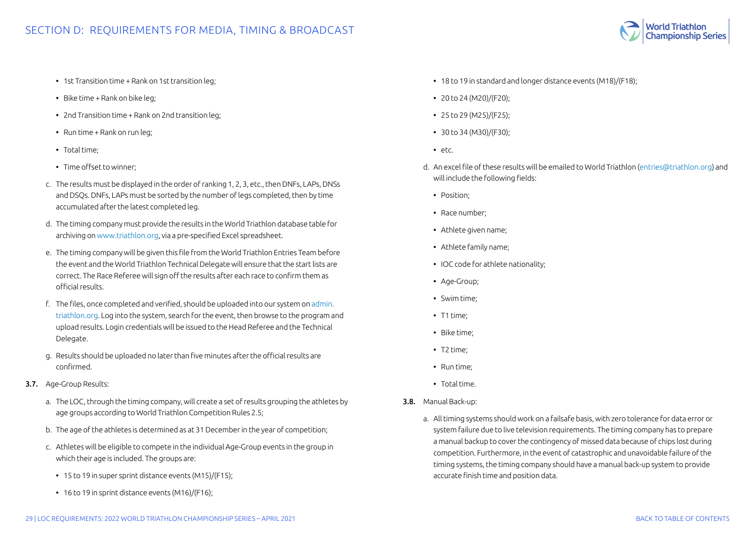- 1st Transition time + Rank on 1st transition leg;
- Bike time + Rank on bike leg;
- 2nd Transition time + Rank on 2nd transition leg;
- Run time + Rank on run leg;
- Total time;
- Time offset to winner;

c. The results must be displayed in the order of ranking 1, 2, 3, etc., then DNFs, LAPs, DNSs and DSQs. DNFs, LAPs must be sorted by the number of legs completed, then by time accumulated after the latest completed leg.

d. The timing company must provide the results in the World Triathlon database table for archiving on www.triathlon.org, via a pre-specified Excel spreadsheet.

e. The timing company will be given this file from the World Triathlon Entries Team before the event and the World Triathlon Technical Delegate will ensure that the start lists are correct. The Race Referee will sign off the results after each race to confirm them as official results.

f. The files, once completed and verified, should be uploaded into our system on admin.triathlon.org. Log into the system, search for the event, then browse to the program and upload results. Login credentials will be issued to the Head Referee and the Technical Delegate.

g. Results should be uploaded no later than five minutes after the official results are confirmed.

**3.7.** Age-Group Results:

a. The LOC, through the timing company, will create a set of results grouping the athletes by age groups according to World Triathlon Competition Rules 2.5;

b. The age of the athletes is determined as at 31 December in the year of competition;

c. Athletes will be eligible to compete in the individual Age-Group events in the group in which their age is included. The groups are:

- 15 to 19 in super sprint distance events (M15)/(F15);
- 16 to 19 in sprint distance events (M16)/(F16);
- 18 to 19 in standard and longer distance events (M18)/(F18);
- 20 to 24 (M20)/(F20);
- 25 to 29 (M25)/(F25);
- 30 to 34 (M30)/(F30);
- etc.

d. An excel file of these results will be emailed to World Triathlon (entries@triathlon.org) and will include the following fields:

- Position;
- Race number;
- Athlete given name;
- Athlete family name;
- IOC code for athlete nationality;
- Age-Group;
- Swim time;
- T1 time;
- Bike time;
- T2 time;
- Run time;
- Total time.

**3.8.** Manual Back-up:

a. All timing systems should work on a failsafe basis, with zero tolerance for data error or system failure due to live television requirements. The timing company has to prepare a manual backup to cover the contingency of missed data because of chips lost during competition. Furthermore, in the event of catastrophic and unavoidable failure of the timing systems, the timing company should have a manual back-up system to provide accurate finish time and position data.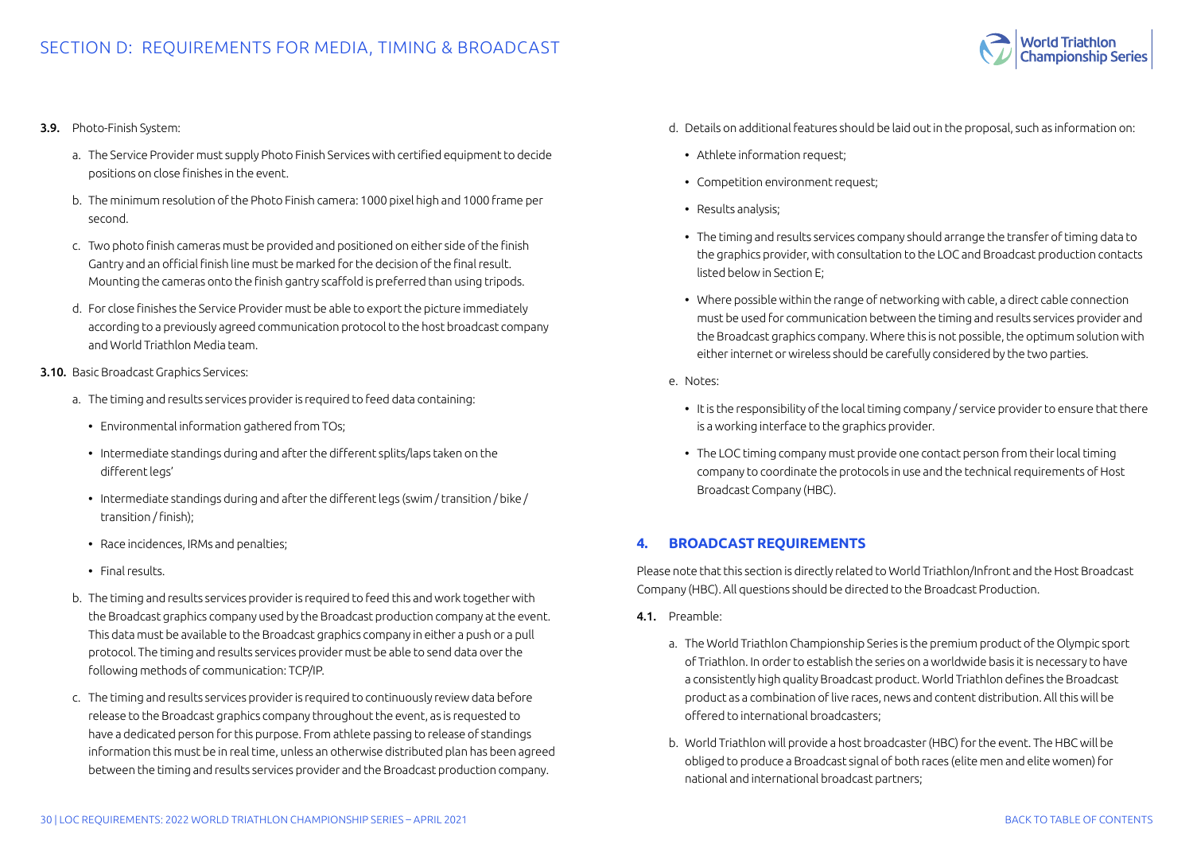**3.9.** Photo-Finish System:

a. The Service Provider must supply Photo Finish Services with certified equipment to decide positions on close finishes in the event.

b. The minimum resolution of the Photo Finish camera: 1000 pixel high and 1000 frame per second.

c. Two photo finish cameras must be provided and positioned on either side of the finish Gantry and an official finish line must be marked for the decision of the final result. Mounting the cameras onto the finish gantry scaffold is preferred than using tripods.

d. For close finishes the Service Provider must be able to export the picture immediately according to a previously agreed communication protocol to the host broadcast company and World Triathlon Media team.

**3.10.** Basic Broadcast Graphics Services:

a. The timing and results services provider is required to feed data containing:

- Environmental information gathered from TOs;
- Intermediate standings during and after the different splits/laps taken on the different legs'
- Intermediate standings during and after the different legs (swim / transition / bike / transition / finish);
- Race incidences, IRMs and penalties;
- Final results.

b. The timing and results services provider is required to feed this and work together with the Broadcast graphics company used by the Broadcast production company at the event. This data must be available to the Broadcast graphics company in either a push or a pull protocol. The timing and results services provider must be able to send data over the following methods of communication: TCP/IP.

c. The timing and results services provider is required to continuously review data before release to the Broadcast graphics company throughout the event, as is requested to have a dedicated person for this purpose. From athlete passing to release of standings information this must be in real time, unless an otherwise distributed plan has been agreed between the timing and results services provider and the Broadcast production company.

d. Details on additional features should be laid out in the proposal, such as information on:

- Athlete information request;
- Competition environment request;
- Results analysis;
- The timing and results services company should arrange the transfer of timing data to the graphics provider, with consultation to the LOC and Broadcast production contacts listed below in Section E;
- Where possible within the range of networking with cable, a direct cable connection must be used for communication between the timing and results services provider and the Broadcast graphics company. Where this is not possible, the optimum solution with either internet or wireless should be carefully considered by the two parties.

e. Notes:

- It is the responsibility of the local timing company / service provider to ensure that there is a working interface to the graphics provider.
- The LOC timing company must provide one contact person from their local timing company to coordinate the protocols in use and the technical requirements of Host Broadcast Company (HBC).

## 4. BROADCAST REQUIREMENTS

Please note that this section is directly related to World Triathlon/Infront and the Host Broadcast Company (HBC). All questions should be directed to the Broadcast Production.

**4.1.** Preamble:

a. The World Triathlon Championship Series is the premium product of the Olympic sport of Triathlon. In order to establish the series on a worldwide basis it is necessary to have a consistently high quality Broadcast product. World Triathlon defines the Broadcast product as a combination of live races, news and content distribution. All this will be offered to international broadcasters;

b. World Triathlon will provide a host broadcaster (HBC) for the event. The HBC will be obliged to produce a Broadcast signal of both races (elite men and elite women) for national and international broadcast partners;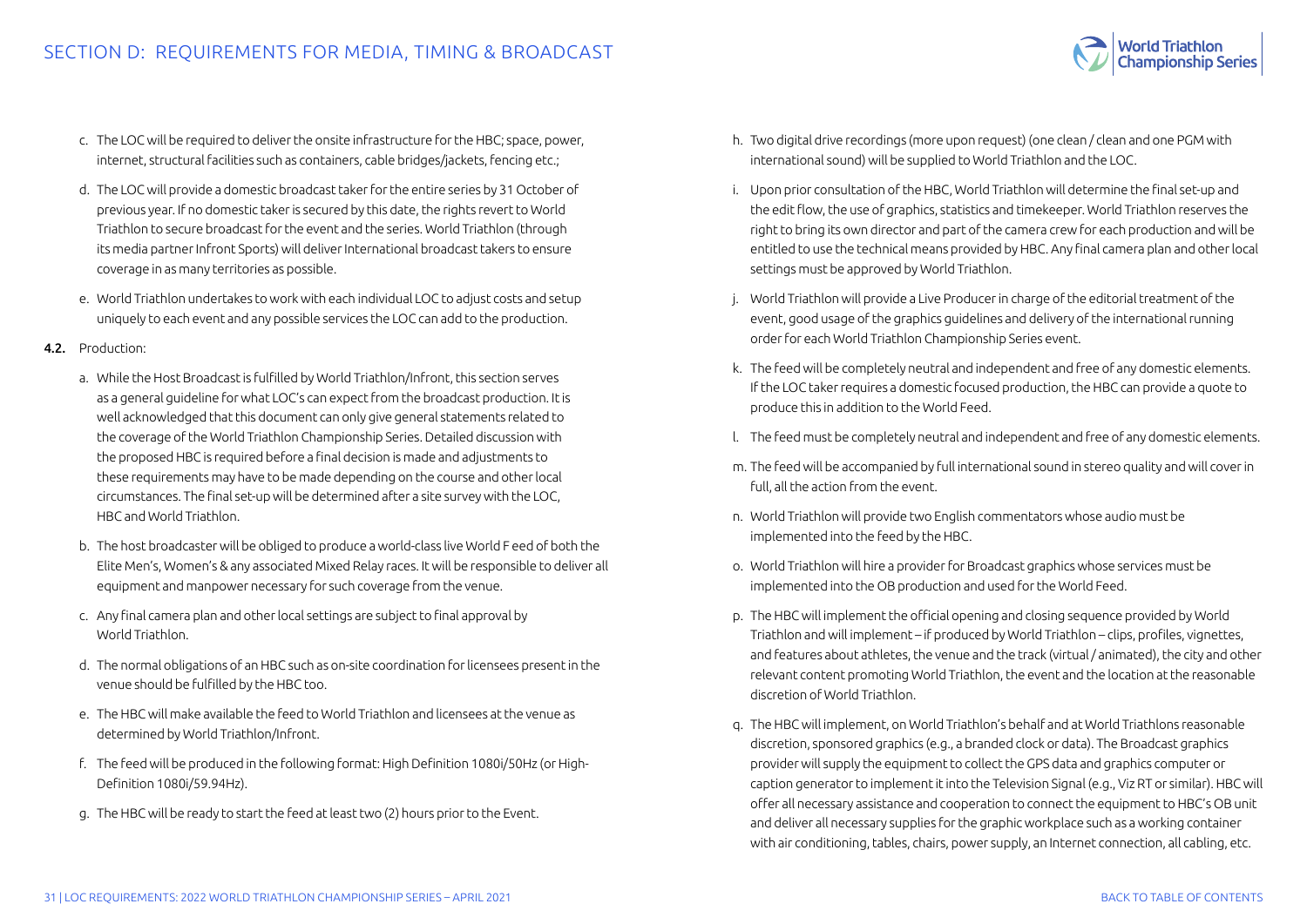c. The LOC will be required to deliver the onsite infrastructure for the HBC; space, power, internet, structural facilities such as containers, cable bridges/jackets, fencing etc.;

d. The LOC will provide a domestic broadcast taker for the entire series by 31 October of previous year. If no domestic taker is secured by this date, the rights revert to World Triathlon to secure broadcast for the event and the series. World Triathlon (through its media partner Infront Sports) will deliver International broadcast takers to ensure coverage in as many territories as possible.

e. World Triathlon undertakes to work with each individual LOC to adjust costs and setup uniquely to each event and any possible services the LOC can add to the production.

**4.2.** Production:

a. While the Host Broadcast is fulfilled by World Triathlon/Infront, this section serves as a general guideline for what LOC's can expect from the broadcast production. It is well acknowledged that this document can only give general statements related to the coverage of the World Triathlon Championship Series. Detailed discussion with the proposed HBC is required before a final decision is made and adjustments to these requirements may have to be made depending on the course and other local circumstances. The final set-up will be determined after a site survey with the LOC, HBC and World Triathlon.

b. The host broadcaster will be obliged to produce a world-class live World F eed of both the Elite Men's, Women's & any associated Mixed Relay races. It will be responsible to deliver all equipment and manpower necessary for such coverage from the venue.

c. Any final camera plan and other local settings are subject to final approval by World Triathlon.

d. The normal obligations of an HBC such as on-site coordination for licensees present in the venue should be fulfilled by the HBC too.

e. The HBC will make available the feed to World Triathlon and licensees at the venue as determined by World Triathlon/Infront.

f. The feed will be produced in the following format: High Definition 1080i/50Hz (or High-Definition 1080i/59.94Hz).

g. The HBC will be ready to start the feed at least two (2) hours prior to the Event.

h. Two digital drive recordings (more upon request) (one clean / clean and one PGM with international sound) will be supplied to World Triathlon and the LOC.

i. Upon prior consultation of the HBC, World Triathlon will determine the final set-up and the edit flow, the use of graphics, statistics and timekeeper. World Triathlon reserves the right to bring its own director and part of the camera crew for each production and will be entitled to use the technical means provided by HBC. Any final camera plan and other local settings must be approved by World Triathlon.

j. World Triathlon will provide a Live Producer in charge of the editorial treatment of the event, good usage of the graphics guidelines and delivery of the international running order for each World Triathlon Championship Series event.

k. The feed will be completely neutral and independent and free of any domestic elements. If the LOC taker requires a domestic focused production, the HBC can provide a quote to produce this in addition to the World Feed.

l. The feed must be completely neutral and independent and free of any domestic elements.

m. The feed will be accompanied by full international sound in stereo quality and will cover in full, all the action from the event.

n. World Triathlon will provide two English commentators whose audio must be implemented into the feed by the HBC.

o. World Triathlon will hire a provider for Broadcast graphics whose services must be implemented into the OB production and used for the World Feed.

p. The HBC will implement the official opening and closing sequence provided by World Triathlon and will implement – if produced by World Triathlon – clips, profiles, vignettes, and features about athletes, the venue and the track (virtual / animated), the city and other relevant content promoting World Triathlon, the event and the location at the reasonable discretion of World Triathlon.

q. The HBC will implement, on World Triathlon's behalf and at World Triathlons reasonable discretion, sponsored graphics (e.g., a branded clock or data). The Broadcast graphics provider will supply the equipment to collect the GPS data and graphics computer or caption generator to implement it into the Television Signal (e.g., Viz RT or similar). HBC will offer all necessary assistance and cooperation to connect the equipment to HBC's OB unit and deliver all necessary supplies for the graphic workplace such as a working container with air conditioning, tables, chairs, power supply, an Internet connection, all cabling, etc.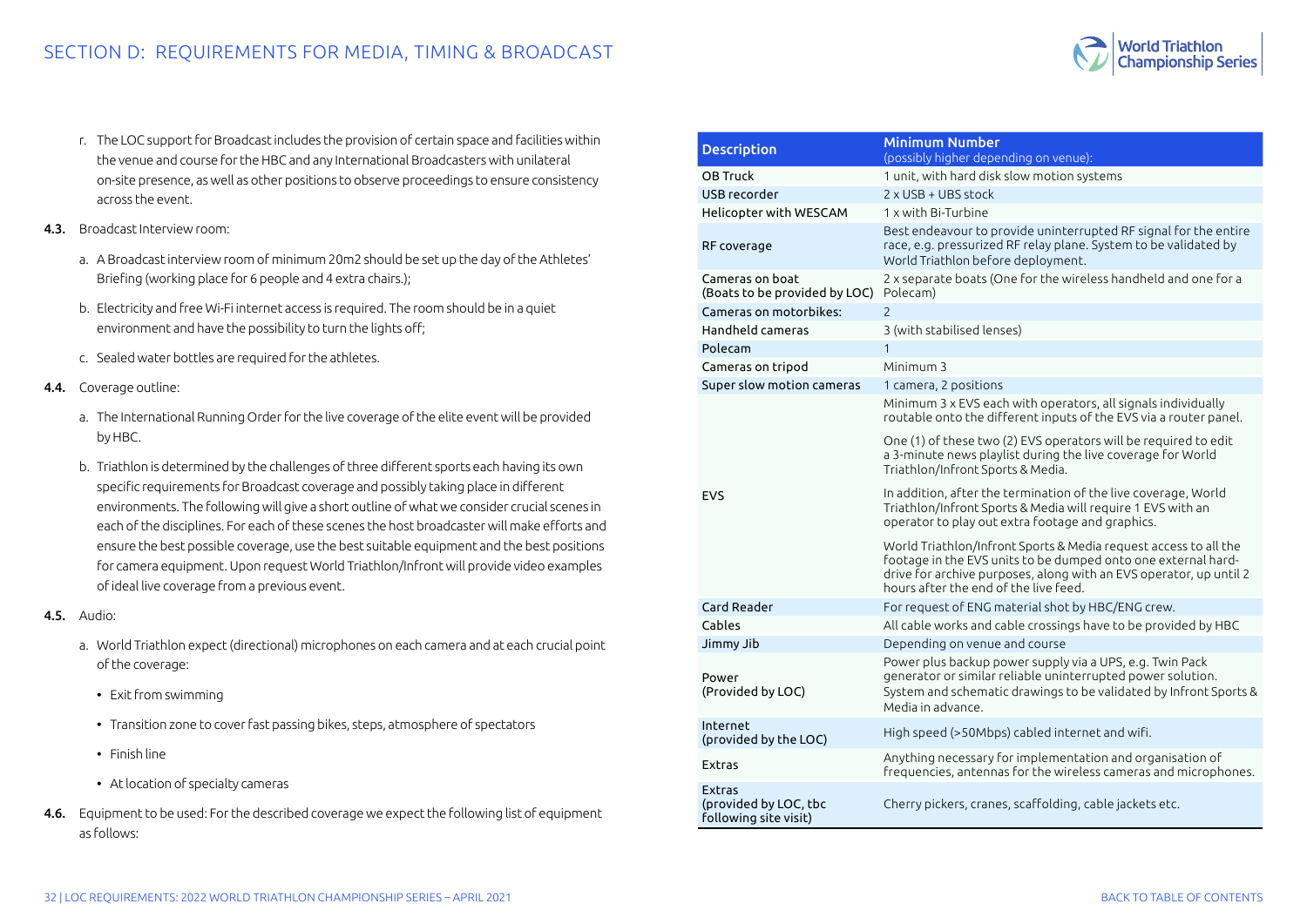## SECTION D: REQUIREMENTS FOR MEDIA, TIMING & BROADCAST

r. The LOC support for Broadcast includes the provision of certain space and facilities within the venue and course for the HBC and any International Broadcasters with unilateral on-site presence, as well as other positions to observe proceedings to ensure consistency across the event.

**4.3.** Broadcast Interview room:

a. A Broadcast interview room of minimum 20m2 should be set up the day of the Athletes' Briefing (working place for 6 people and 4 extra chairs.);

b. Electricity and free Wi-Fi internet access is required. The room should be in a quiet environment and have the possibility to turn the lights off;

c. Sealed water bottles are required for the athletes.

**4.4.** Coverage outline:

a. The International Running Order for the live coverage of the elite event will be provided by HBC.

b. Triathlon is determined by the challenges of three different sports each having its own specific requirements for Broadcast coverage and possibly taking place in different environments. The following will give a short outline of what we consider crucial scenes in each of the disciplines. For each of these scenes the host broadcaster will make efforts and ensure the best possible coverage, use the best suitable equipment and the best positions for camera equipment. Upon request World Triathlon/Infront will provide video examples of ideal live coverage from a previous event.

**4.5.** Audio:

a. World Triathlon expect (directional) microphones on each camera and at each crucial point of the coverage:

- Exit from swimming
- Transition zone to cover fast passing bikes, steps, atmosphere of spectators
- Finish line
- At location of specialty cameras

**4.6.** Equipment to be used: For the described coverage we expect the following list of equipment as follows:

| Description | Minimum Number (possibly higher depending on venue): |
|---|---|
| OB Truck | 1 unit, with hard disk slow motion systems |
| USB recorder | 2 x USB + UBS stock |
| Helicopter with WESCAM | 1 x with Bi-Turbine |
| RF coverage | Best endeavour to provide uninterrupted RF signal for the entire race, e.g. pressurized RF relay plane. System to be validated by World Triathlon before deployment. |
| Cameras on boat (Boats to be provided by LOC) | 2 x separate boats (One for the wireless handheld and one for a Polecam) |
| Cameras on motorbikes: | 2 |
| Handheld cameras | 3 (with stabilised lenses) |
| Polecam | 1 |
| Cameras on tripod | Minimum 3 |
| Super slow motion cameras | 1 camera, 2 positions |
| EVS | Minimum 3 x EVS each with operators, all signals individually routable onto the different inputs of the EVS via a router panel.<br><br>One (1) of these two (2) EVS operators will be required to edit a 3-minute news playlist during the live coverage for World Triathlon/Infront Sports & Media.<br><br>In addition, after the termination of the live coverage, World Triathlon/Infront Sports & Media will require 1 EVS with an operator to play out extra footage and graphics.<br><br>World Triathlon/Infront Sports & Media request access to all the footage in the EVS units to be dumped onto one external hard-drive for archive purposes, along with an EVS operator, up until 2 hours after the end of the live feed. |
| Card Reader | For request of ENG material shot by HBC/ENG crew. |
| Cables | All cable works and cable crossings have to be provided by HBC |
| Jimmy Jib | Depending on venue and course |
| Power (Provided by LOC) | Power plus backup power supply via a UPS, e.g. Twin Pack generator or similar reliable uninterrupted power solution. System and schematic drawings to be validated by Infront Sports & Media in advance. |
| Internet (provided by the LOC) | High speed (>50Mbps) cabled internet and wifi. |
| Extras | Anything necessary for implementation and organisation of frequencies, antennas for the wireless cameras and microphones. |
| Extras (provided by LOC, tbc following site visit) | Cherry pickers, cranes, scaffolding, cable jackets etc. |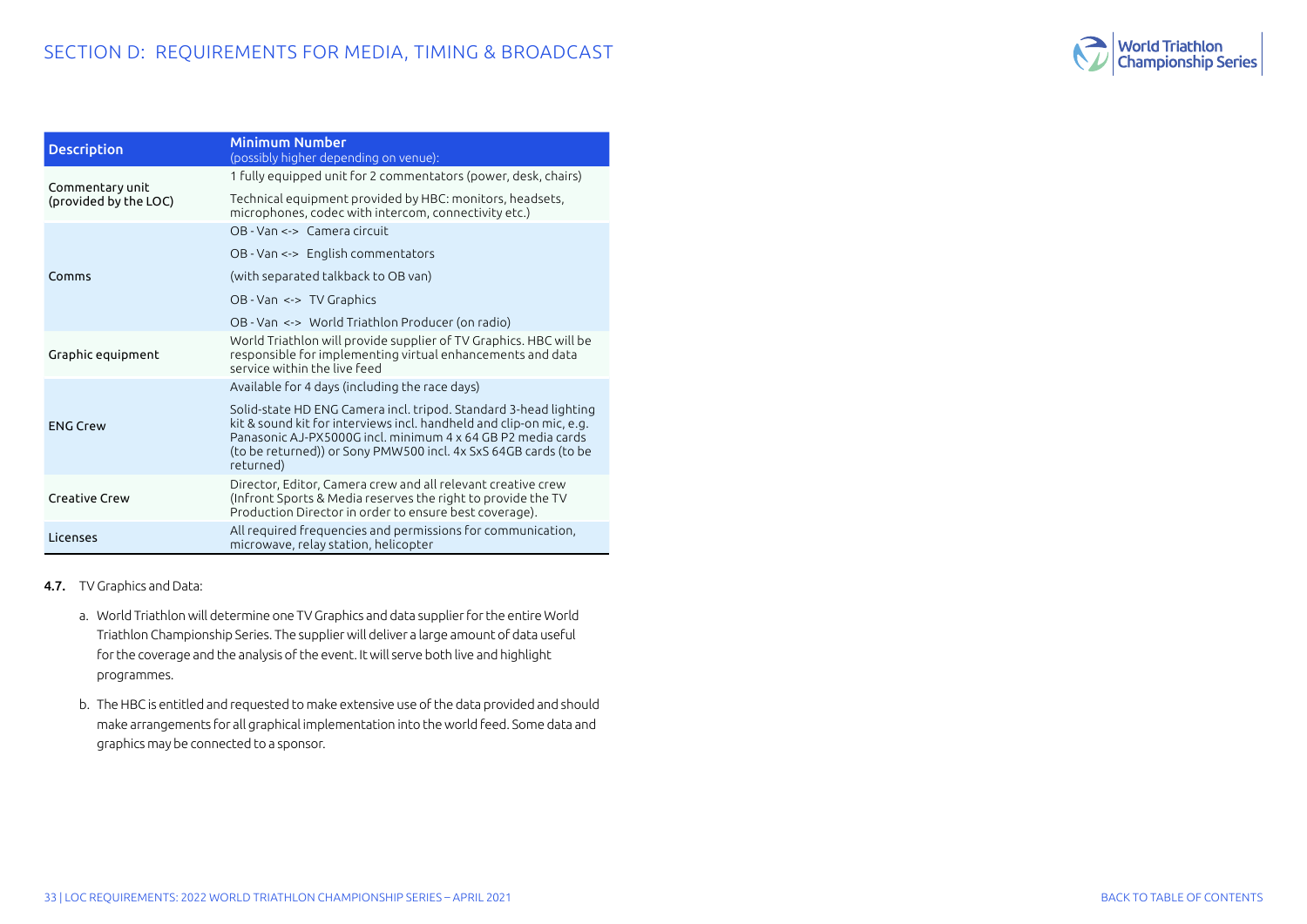| Description | Minimum Number (possibly higher depending on venue): |
|---|---|
| Commentary unit (provided by the LOC) | 1 fully equipped unit for 2 commentators (power, desk, chairs) |
| | Technical equipment provided by HBC: monitors, headsets, microphones, codec with intercom, connectivity etc.) |
| Comms | OB - Van <-> Camera circuit |
| | OB - Van <-> English commentators |
| | (with separated talkback to OB van) |
| | OB - Van <-> TV Graphics |
| | OB - Van <-> World Triathlon Producer (on radio) |
| Graphic equipment | World Triathlon will provide supplier of TV Graphics. HBC will be responsible for implementing virtual enhancements and data service within the live feed |
| ENG Crew | Available for 4 days (including the race days) |
| | Solid-state HD ENG Camera incl. tripod. Standard 3-head lighting kit & sound kit for interviews incl. handheld and clip-on mic, e.g. Panasonic AJ-PX5000G incl. minimum 4 x 64 GB P2 media cards (to be returned)) or Sony PMW500 incl. 4x SxS 64GB cards (to be returned) |
| Creative Crew | Director, Editor, Camera crew and all relevant creative crew (Infront Sports & Media reserves the right to provide the TV Production Director in order to ensure best coverage). |
| Licenses | All required frequencies and permissions for communication, microwave, relay station, helicopter |

**4.7.** TV Graphics and Data:

a. World Triathlon will determine one TV Graphics and data supplier for the entire World Triathlon Championship Series. The supplier will deliver a large amount of data useful for the coverage and the analysis of the event. It will serve both live and highlight programmes.

b. The HBC is entitled and requested to make extensive use of the data provided and should make arrangements for all graphical implementation into the world feed. Some data and graphics may be connected to a sponsor.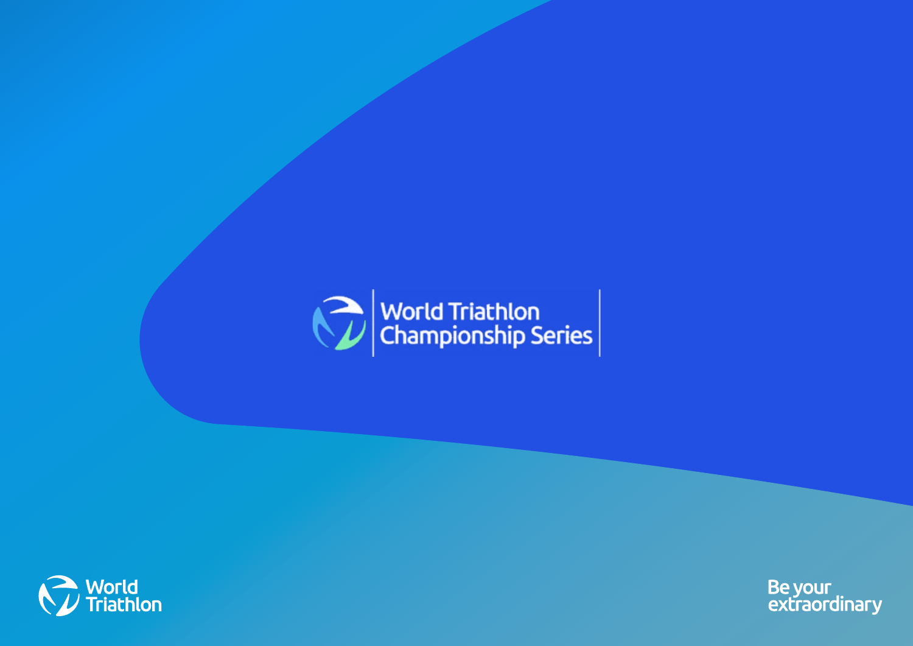World Triathlon Championship Series

World Triathlon

Be your extraordinary